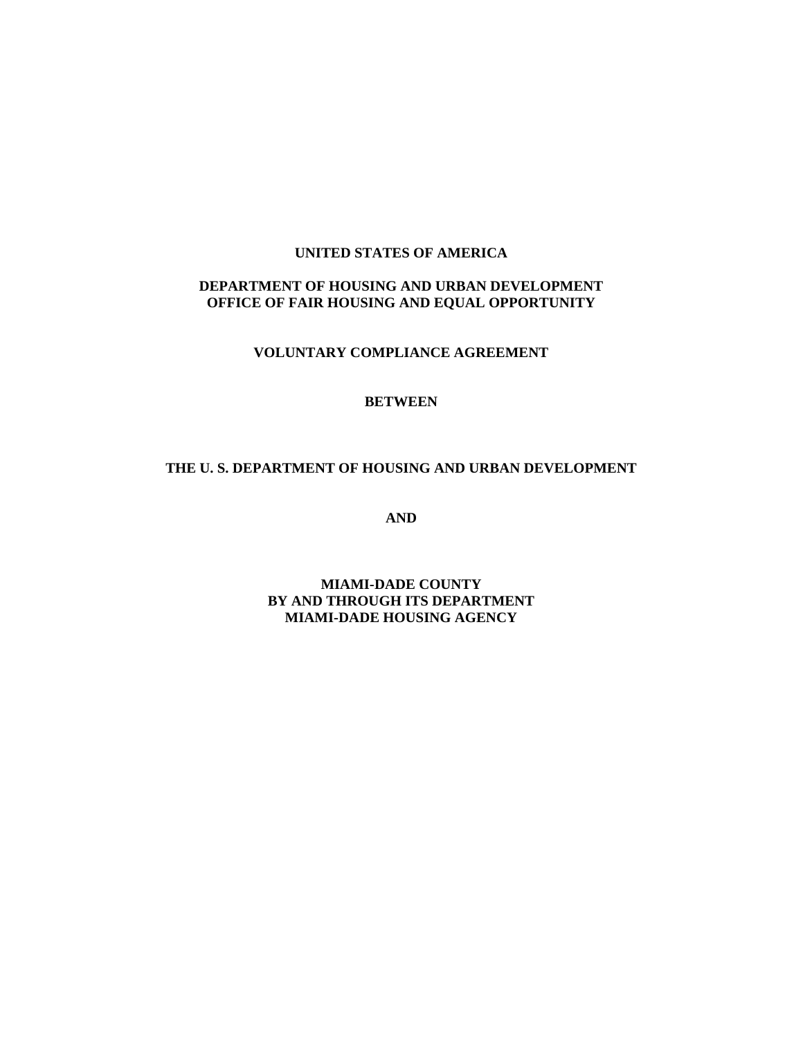**UNITED STATES OF AMERICA**

**DEPARTMENT OF HOUSING AND URBAN DEVELOPMENT**
**OFFICE OF FAIR HOUSING AND EQUAL OPPORTUNITY**

**VOLUNTARY COMPLIANCE AGREEMENT**

**BETWEEN**

**THE U. S. DEPARTMENT OF HOUSING AND URBAN DEVELOPMENT**

**AND**

**MIAMI-DADE COUNTY**
**BY AND THROUGH ITS DEPARTMENT**
**MIAMI-DADE HOUSING AGENCY**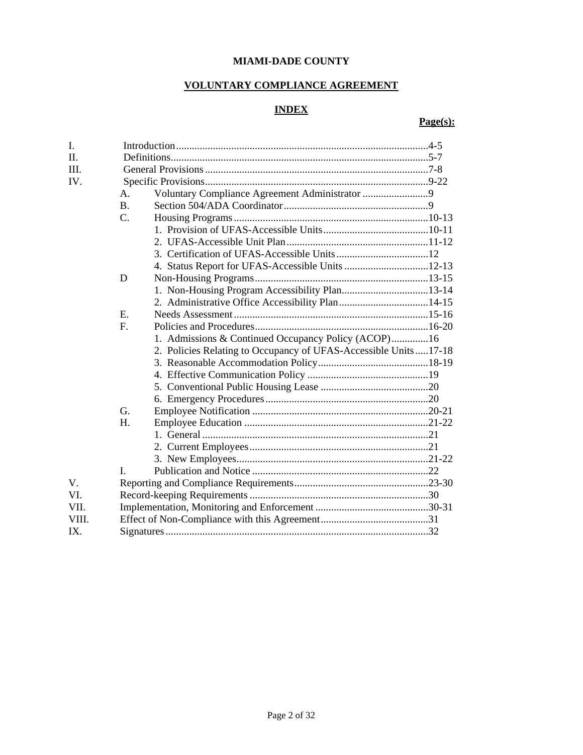**MIAMI-DADE COUNTY**

**VOLUNTARY COMPLIANCE AGREEMENT**

**INDEX**

| | | | **Page(s):** |
|---|---|---|---|
| I. | Introduction | | 4-5 |
| II. | Definitions | | 5-7 |
| III. | General Provisions | | 7-8 |
| IV. | Specific Provisions | | 9-22 |
| | A. | Voluntary Compliance Agreement Administrator | 9 |
| | B. | Section 504/ADA Coordinator | 9 |
| | C. | Housing Programs | 10-13 |
| | | 1. Provision of UFAS-Accessible Units | 10-11 |
| | | 2. UFAS-Accessible Unit Plan | 11-12 |
| | | 3. Certification of UFAS-Accessible Units | 12 |
| | | 4. Status Report for UFAS-Accessible Units | 12-13 |
| | D | Non-Housing Programs | 13-15 |
| | | 1. Non-Housing Program Accessibility Plan | 13-14 |
| | | 2. Administrative Office Accessibility Plan | 14-15 |
| | E. | Needs Assessment | 15-16 |
| | F. | Policies and Procedures | 16-20 |
| | | 1. Admissions & Continued Occupancy Policy (ACOP) | 16 |
| | | 2. Policies Relating to Occupancy of UFAS-Accessible Units | 17-18 |
| | | 3. Reasonable Accommodation Policy | 18-19 |
| | | 4. Effective Communication Policy | 19 |
| | | 5. Conventional Public Housing Lease | 20 |
| | | 6. Emergency Procedures | 20 |
| | G. | Employee Notification | 20-21 |
| | H. | Employee Education | 21-22 |
| | | 1. General | 21 |
| | | 2. Current Employees | 21 |
| | | 3. New Employees | 21-22 |
| | I. | Publication and Notice | 22 |
| V. | Reporting and Compliance Requirements | | 23-30 |
| VI. | Record-keeping Requirements | | 30 |
| VII. | Implementation, Monitoring and Enforcement | | 30-31 |
| VIII. | Effect of Non-Compliance with this Agreement | | 31 |
| IX. | Signatures | | 32 |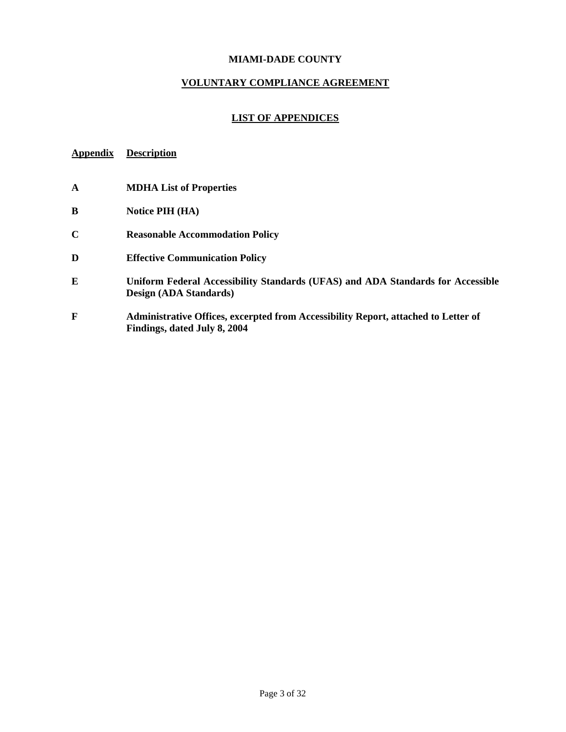**MIAMI-DADE COUNTY**

## VOLUNTARY COMPLIANCE AGREEMENT

## LIST OF APPENDICES

| Appendix | Description |
|---|---|
| **A** | **MDHA List of Properties** |
| **B** | **Notice PIH (HA)** |
| **C** | **Reasonable Accommodation Policy** |
| **D** | **Effective Communication Policy** |
| **E** | **Uniform Federal Accessibility Standards (UFAS) and ADA Standards for Accessible Design (ADA Standards)** |
| **F** | **Administrative Offices, excerpted from Accessibility Report, attached to Letter of Findings, dated July 8, 2004** |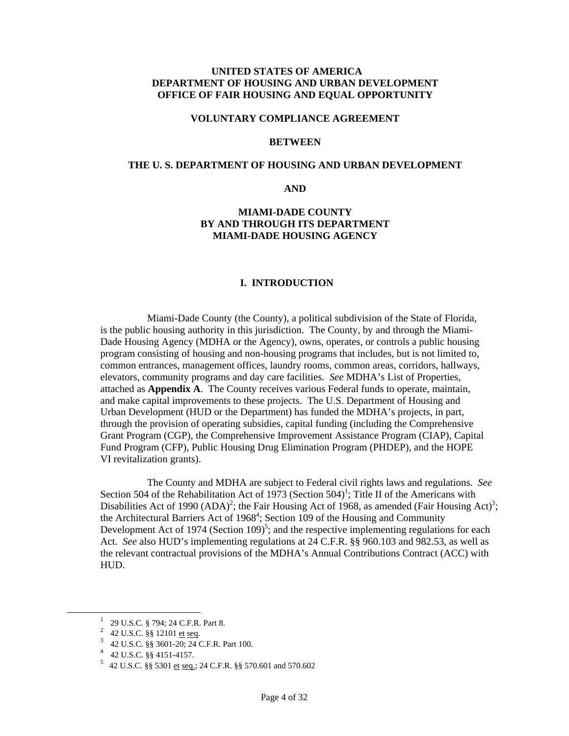**UNITED STATES OF AMERICA**
**DEPARTMENT OF HOUSING AND URBAN DEVELOPMENT**
**OFFICE OF FAIR HOUSING AND EQUAL OPPORTUNITY**

**VOLUNTARY COMPLIANCE AGREEMENT**

**BETWEEN**

**THE U. S. DEPARTMENT OF HOUSING AND URBAN DEVELOPMENT**

**AND**

**MIAMI-DADE COUNTY**
**BY AND THROUGH ITS DEPARTMENT**
**MIAMI-DADE HOUSING AGENCY**

## I. INTRODUCTION

Miami-Dade County (the County), a political subdivision of the State of Florida, is the public housing authority in this jurisdiction. The County, by and through the Miami-Dade Housing Agency (MDHA or the Agency), owns, operates, or controls a public housing program consisting of housing and non-housing programs that includes, but is not limited to, common entrances, management offices, laundry rooms, common areas, corridors, hallways, elevators, community programs and day care facilities. *See* MDHA's List of Properties, attached as **Appendix A**. The County receives various Federal funds to operate, maintain, and make capital improvements to these projects. The U.S. Department of Housing and Urban Development (HUD or the Department) has funded the MDHA's projects, in part, through the provision of operating subsidies, capital funding (including the Comprehensive Grant Program (CGP), the Comprehensive Improvement Assistance Program (CIAP), Capital Fund Program (CFP), Public Housing Drug Elimination Program (PHDEP), and the HOPE VI revitalization grants).

The County and MDHA are subject to Federal civil rights laws and regulations. *See* Section 504 of the Rehabilitation Act of 1973 (Section 504)[1]; Title II of the Americans with Disabilities Act of 1990 (ADA)[2]; the Fair Housing Act of 1968, as amended (Fair Housing Act)[3]; the Architectural Barriers Act of 1968[4]; Section 109 of the Housing and Community Development Act of 1974 (Section 109)[5]; and the respective implementing regulations for each Act. *See* also HUD's implementing regulations at 24 C.F.R. §§ 960.103 and 982.53, as well as the relevant contractual provisions of the MDHA's Annual Contributions Contract (ACC) with HUD.

---

[1] 29 U.S.C. § 794; 24 C.F.R. Part 8.
[2] 42 U.S.C. §§ 12101 et seq.
[3] 42 U.S.C. §§ 3601-20; 24 C.F.R. Part 100.
[4] 42 U.S.C. §§ 4151-4157.
[5] 42 U.S.C. §§ 5301 et seq.; 24 C.F.R. §§ 570.601 and 570.602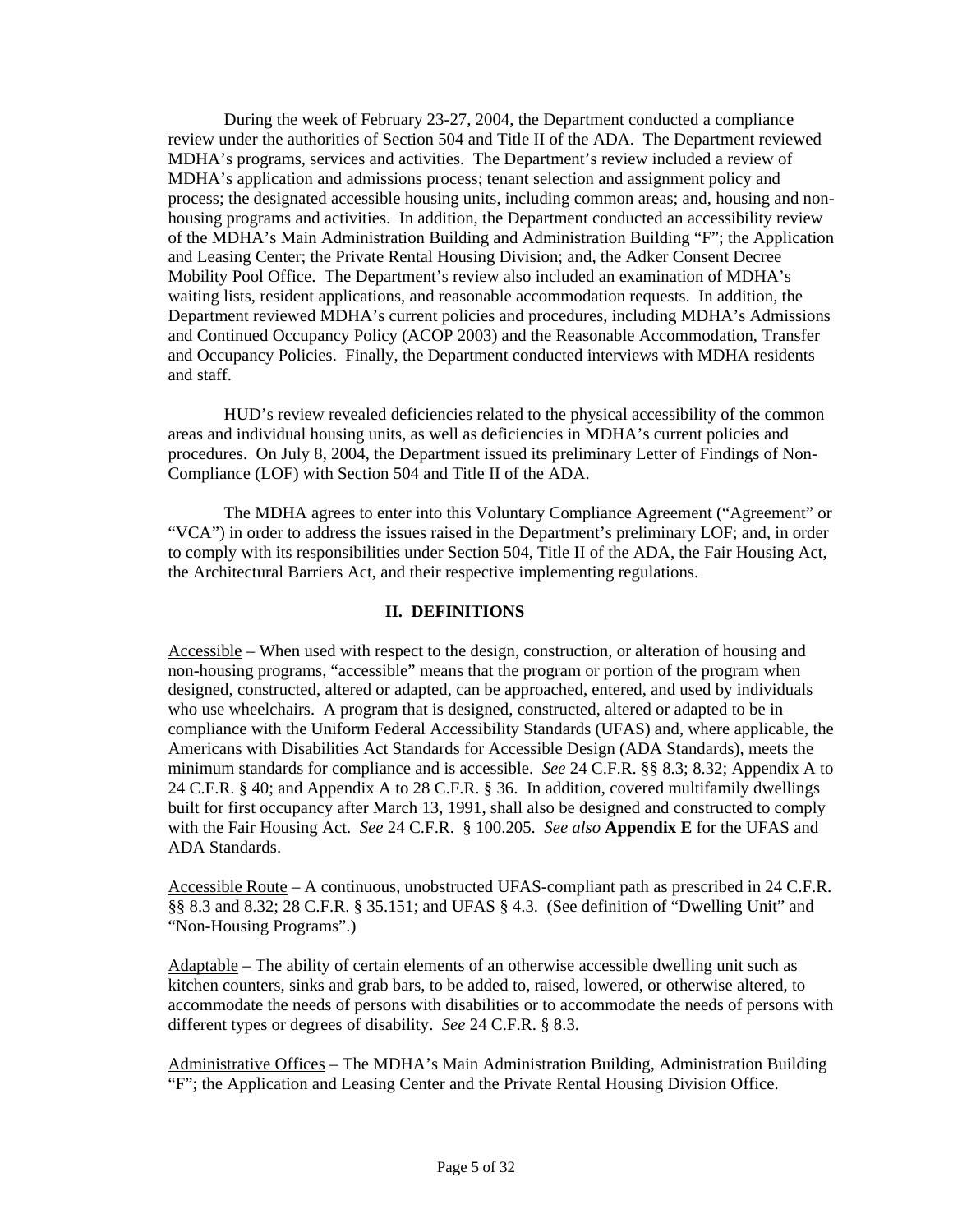During the week of February 23-27, 2004, the Department conducted a compliance review under the authorities of Section 504 and Title II of the ADA. The Department reviewed MDHA's programs, services and activities. The Department's review included a review of MDHA's application and admissions process; tenant selection and assignment policy and process; the designated accessible housing units, including common areas; and, housing and non-housing programs and activities. In addition, the Department conducted an accessibility review of the MDHA's Main Administration Building and Administration Building "F"; the Application and Leasing Center; the Private Rental Housing Division; and, the Adker Consent Decree Mobility Pool Office. The Department's review also included an examination of MDHA's waiting lists, resident applications, and reasonable accommodation requests. In addition, the Department reviewed MDHA's current policies and procedures, including MDHA's Admissions and Continued Occupancy Policy (ACOP 2003) and the Reasonable Accommodation, Transfer and Occupancy Policies. Finally, the Department conducted interviews with MDHA residents and staff.

HUD's review revealed deficiencies related to the physical accessibility of the common areas and individual housing units, as well as deficiencies in MDHA's current policies and procedures. On July 8, 2004, the Department issued its preliminary Letter of Findings of Non-Compliance (LOF) with Section 504 and Title II of the ADA.

The MDHA agrees to enter into this Voluntary Compliance Agreement ("Agreement" or "VCA") in order to address the issues raised in the Department's preliminary LOF; and, in order to comply with its responsibilities under Section 504, Title II of the ADA, the Fair Housing Act, the Architectural Barriers Act, and their respective implementing regulations.

## II. DEFINITIONS

Accessible – When used with respect to the design, construction, or alteration of housing and non-housing programs, "accessible" means that the program or portion of the program when designed, constructed, altered or adapted, can be approached, entered, and used by individuals who use wheelchairs. A program that is designed, constructed, altered or adapted to be in compliance with the Uniform Federal Accessibility Standards (UFAS) and, where applicable, the Americans with Disabilities Act Standards for Accessible Design (ADA Standards), meets the minimum standards for compliance and is accessible. *See* 24 C.F.R. §§ 8.3; 8.32; Appendix A to 24 C.F.R. § 40; and Appendix A to 28 C.F.R. § 36. In addition, covered multifamily dwellings built for first occupancy after March 13, 1991, shall also be designed and constructed to comply with the Fair Housing Act. *See* 24 C.F.R. § 100.205. *See also* **Appendix E** for the UFAS and ADA Standards.

Accessible Route – A continuous, unobstructed UFAS-compliant path as prescribed in 24 C.F.R. §§ 8.3 and 8.32; 28 C.F.R. § 35.151; and UFAS § 4.3. (See definition of "Dwelling Unit" and "Non-Housing Programs".)

Adaptable – The ability of certain elements of an otherwise accessible dwelling unit such as kitchen counters, sinks and grab bars, to be added to, raised, lowered, or otherwise altered, to accommodate the needs of persons with disabilities or to accommodate the needs of persons with different types or degrees of disability. *See* 24 C.F.R. § 8.3.

Administrative Offices – The MDHA's Main Administration Building, Administration Building "F"; the Application and Leasing Center and the Private Rental Housing Division Office.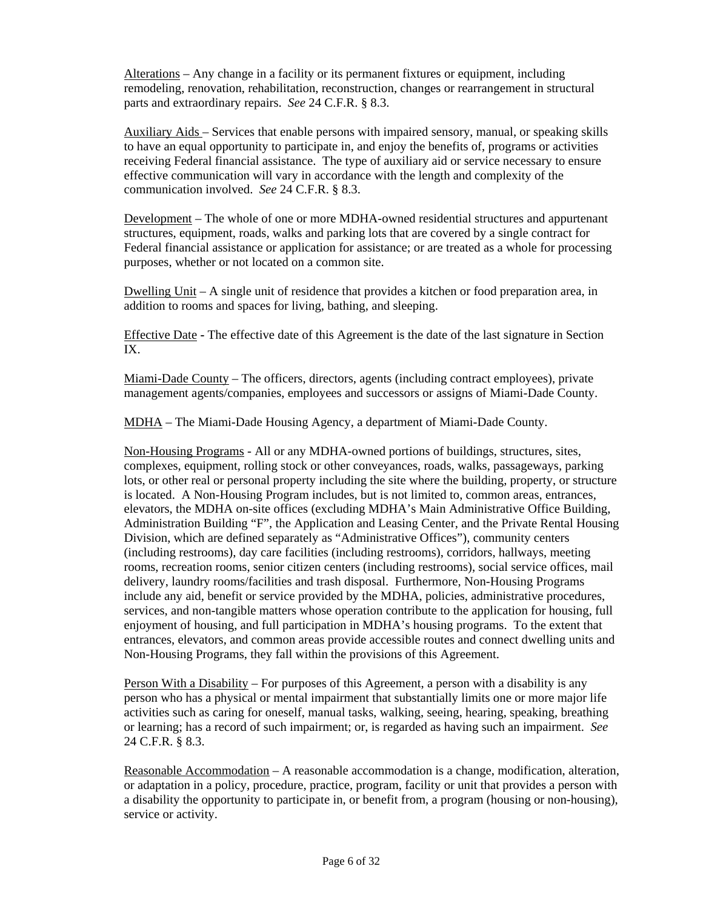Alterations – Any change in a facility or its permanent fixtures or equipment, including remodeling, renovation, rehabilitation, reconstruction, changes or rearrangement in structural parts and extraordinary repairs. *See* 24 C.F.R. § 8.3.

Auxiliary Aids – Services that enable persons with impaired sensory, manual, or speaking skills to have an equal opportunity to participate in, and enjoy the benefits of, programs or activities receiving Federal financial assistance. The type of auxiliary aid or service necessary to ensure effective communication will vary in accordance with the length and complexity of the communication involved. *See* 24 C.F.R. § 8.3.

Development – The whole of one or more MDHA-owned residential structures and appurtenant structures, equipment, roads, walks and parking lots that are covered by a single contract for Federal financial assistance or application for assistance; or are treated as a whole for processing purposes, whether or not located on a common site.

Dwelling Unit – A single unit of residence that provides a kitchen or food preparation area, in addition to rooms and spaces for living, bathing, and sleeping.

Effective Date - The effective date of this Agreement is the date of the last signature in Section IX.

Miami-Dade County – The officers, directors, agents (including contract employees), private management agents/companies, employees and successors or assigns of Miami-Dade County.

MDHA – The Miami-Dade Housing Agency, a department of Miami-Dade County.

Non-Housing Programs - All or any MDHA-owned portions of buildings, structures, sites, complexes, equipment, rolling stock or other conveyances, roads, walks, passageways, parking lots, or other real or personal property including the site where the building, property, or structure is located. A Non-Housing Program includes, but is not limited to, common areas, entrances, elevators, the MDHA on-site offices (excluding MDHA's Main Administrative Office Building, Administration Building "F", the Application and Leasing Center, and the Private Rental Housing Division, which are defined separately as "Administrative Offices"), community centers (including restrooms), day care facilities (including restrooms), corridors, hallways, meeting rooms, recreation rooms, senior citizen centers (including restrooms), social service offices, mail delivery, laundry rooms/facilities and trash disposal. Furthermore, Non-Housing Programs include any aid, benefit or service provided by the MDHA, policies, administrative procedures, services, and non-tangible matters whose operation contribute to the application for housing, full enjoyment of housing, and full participation in MDHA's housing programs. To the extent that entrances, elevators, and common areas provide accessible routes and connect dwelling units and Non-Housing Programs, they fall within the provisions of this Agreement.

Person With a Disability – For purposes of this Agreement, a person with a disability is any person who has a physical or mental impairment that substantially limits one or more major life activities such as caring for oneself, manual tasks, walking, seeing, hearing, speaking, breathing or learning; has a record of such impairment; or, is regarded as having such an impairment. *See* 24 C.F.R. § 8.3.

Reasonable Accommodation – A reasonable accommodation is a change, modification, alteration, or adaptation in a policy, procedure, practice, program, facility or unit that provides a person with a disability the opportunity to participate in, or benefit from, a program (housing or non-housing), service or activity.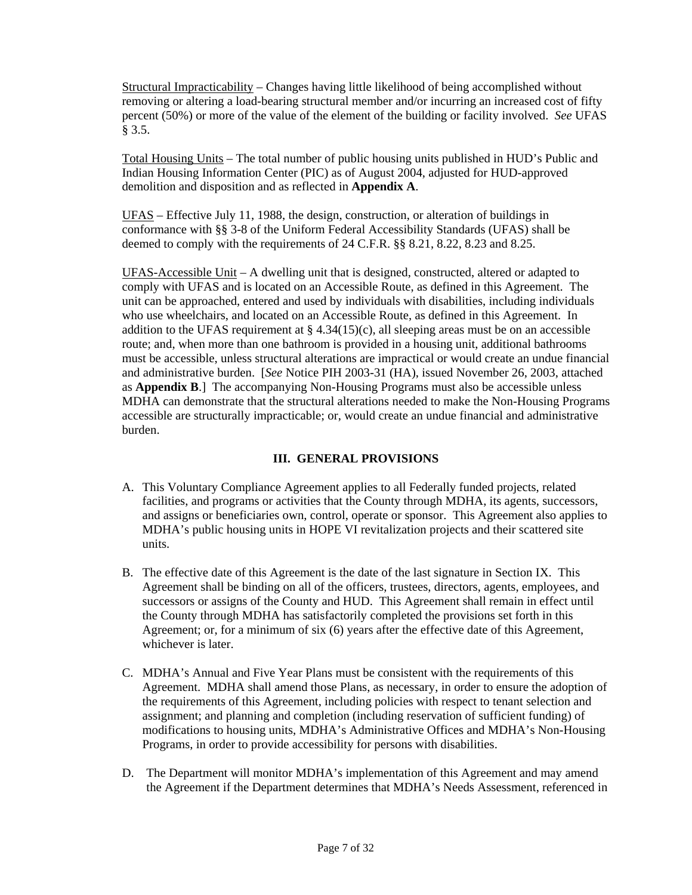Structural Impracticability – Changes having little likelihood of being accomplished without removing or altering a load-bearing structural member and/or incurring an increased cost of fifty percent (50%) or more of the value of the element of the building or facility involved. *See* UFAS § 3.5.

Total Housing Units – The total number of public housing units published in HUD's Public and Indian Housing Information Center (PIC) as of August 2004, adjusted for HUD-approved demolition and disposition and as reflected in **Appendix A**.

UFAS – Effective July 11, 1988, the design, construction, or alteration of buildings in conformance with §§ 3-8 of the Uniform Federal Accessibility Standards (UFAS) shall be deemed to comply with the requirements of 24 C.F.R. §§ 8.21, 8.22, 8.23 and 8.25.

UFAS-Accessible Unit – A dwelling unit that is designed, constructed, altered or adapted to comply with UFAS and is located on an Accessible Route, as defined in this Agreement. The unit can be approached, entered and used by individuals with disabilities, including individuals who use wheelchairs, and located on an Accessible Route, as defined in this Agreement. In addition to the UFAS requirement at § 4.34(15)(c), all sleeping areas must be on an accessible route; and, when more than one bathroom is provided in a housing unit, additional bathrooms must be accessible, unless structural alterations are impractical or would create an undue financial and administrative burden. [*See* Notice PIH 2003-31 (HA), issued November 26, 2003, attached as **Appendix B**.] The accompanying Non-Housing Programs must also be accessible unless MDHA can demonstrate that the structural alterations needed to make the Non-Housing Programs accessible are structurally impracticable; or, would create an undue financial and administrative burden.

## III. GENERAL PROVISIONS

A. This Voluntary Compliance Agreement applies to all Federally funded projects, related facilities, and programs or activities that the County through MDHA, its agents, successors, and assigns or beneficiaries own, control, operate or sponsor. This Agreement also applies to MDHA's public housing units in HOPE VI revitalization projects and their scattered site units.

B. The effective date of this Agreement is the date of the last signature in Section IX. This Agreement shall be binding on all of the officers, trustees, directors, agents, employees, and successors or assigns of the County and HUD. This Agreement shall remain in effect until the County through MDHA has satisfactorily completed the provisions set forth in this Agreement; or, for a minimum of six (6) years after the effective date of this Agreement, whichever is later.

C. MDHA's Annual and Five Year Plans must be consistent with the requirements of this Agreement. MDHA shall amend those Plans, as necessary, in order to ensure the adoption of the requirements of this Agreement, including policies with respect to tenant selection and assignment; and planning and completion (including reservation of sufficient funding) of modifications to housing units, MDHA's Administrative Offices and MDHA's Non-Housing Programs, in order to provide accessibility for persons with disabilities.

D. The Department will monitor MDHA's implementation of this Agreement and may amend the Agreement if the Department determines that MDHA's Needs Assessment, referenced in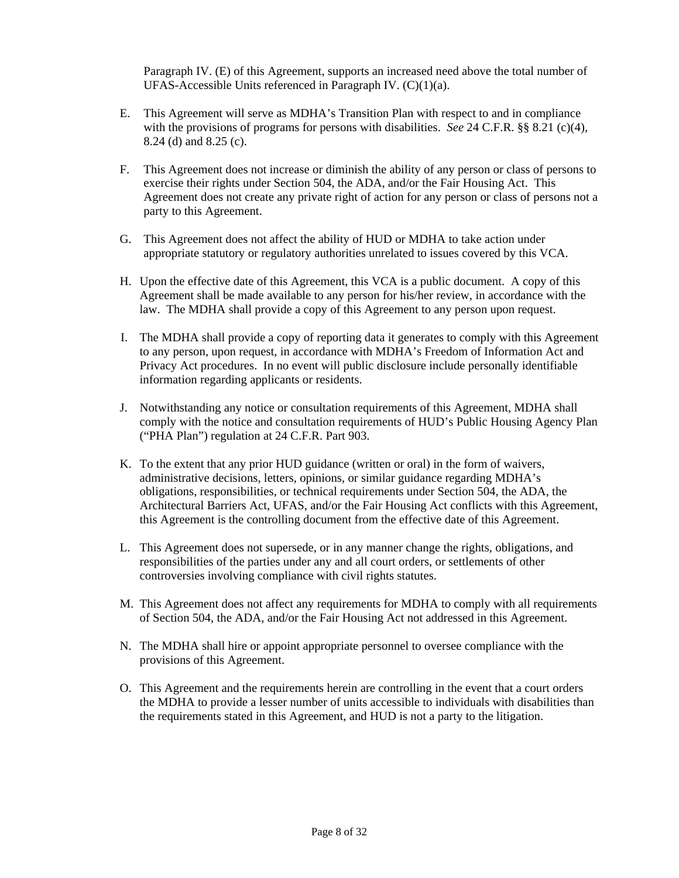Paragraph IV. (E) of this Agreement, supports an increased need above the total number of UFAS-Accessible Units referenced in Paragraph IV. (C)(1)(a).

E. This Agreement will serve as MDHA's Transition Plan with respect to and in compliance with the provisions of programs for persons with disabilities. *See* 24 C.F.R. §§ 8.21 (c)(4), 8.24 (d) and 8.25 (c).

F. This Agreement does not increase or diminish the ability of any person or class of persons to exercise their rights under Section 504, the ADA, and/or the Fair Housing Act. This Agreement does not create any private right of action for any person or class of persons not a party to this Agreement.

G. This Agreement does not affect the ability of HUD or MDHA to take action under appropriate statutory or regulatory authorities unrelated to issues covered by this VCA.

H. Upon the effective date of this Agreement, this VCA is a public document. A copy of this Agreement shall be made available to any person for his/her review, in accordance with the law. The MDHA shall provide a copy of this Agreement to any person upon request.

I. The MDHA shall provide a copy of reporting data it generates to comply with this Agreement to any person, upon request, in accordance with MDHA's Freedom of Information Act and Privacy Act procedures. In no event will public disclosure include personally identifiable information regarding applicants or residents.

J. Notwithstanding any notice or consultation requirements of this Agreement, MDHA shall comply with the notice and consultation requirements of HUD's Public Housing Agency Plan ("PHA Plan") regulation at 24 C.F.R. Part 903.

K. To the extent that any prior HUD guidance (written or oral) in the form of waivers, administrative decisions, letters, opinions, or similar guidance regarding MDHA's obligations, responsibilities, or technical requirements under Section 504, the ADA, the Architectural Barriers Act, UFAS, and/or the Fair Housing Act conflicts with this Agreement, this Agreement is the controlling document from the effective date of this Agreement.

L. This Agreement does not supersede, or in any manner change the rights, obligations, and responsibilities of the parties under any and all court orders, or settlements of other controversies involving compliance with civil rights statutes.

M. This Agreement does not affect any requirements for MDHA to comply with all requirements of Section 504, the ADA, and/or the Fair Housing Act not addressed in this Agreement.

N. The MDHA shall hire or appoint appropriate personnel to oversee compliance with the provisions of this Agreement.

O. This Agreement and the requirements herein are controlling in the event that a court orders the MDHA to provide a lesser number of units accessible to individuals with disabilities than the requirements stated in this Agreement, and HUD is not a party to the litigation.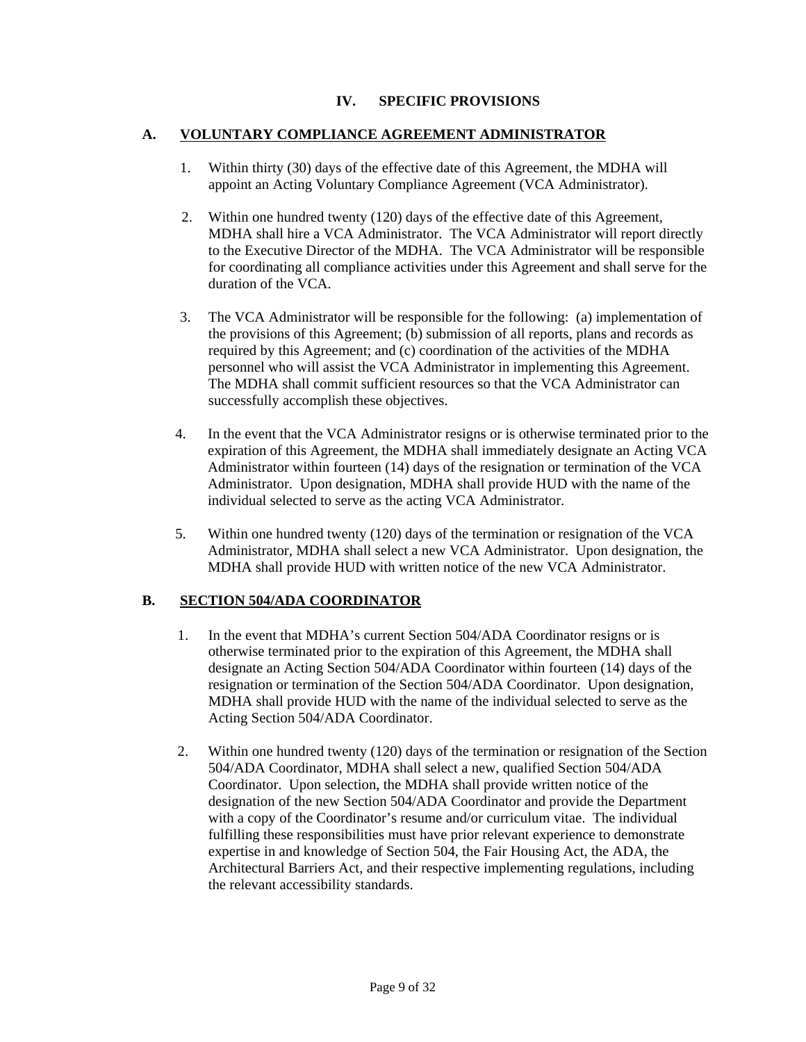## IV. SPECIFIC PROVISIONS

### A. VOLUNTARY COMPLIANCE AGREEMENT ADMINISTRATOR

1. Within thirty (30) days of the effective date of this Agreement, the MDHA will appoint an Acting Voluntary Compliance Agreement (VCA Administrator).

2. Within one hundred twenty (120) days of the effective date of this Agreement, MDHA shall hire a VCA Administrator. The VCA Administrator will report directly to the Executive Director of the MDHA. The VCA Administrator will be responsible for coordinating all compliance activities under this Agreement and shall serve for the duration of the VCA.

3. The VCA Administrator will be responsible for the following: (a) implementation of the provisions of this Agreement; (b) submission of all reports, plans and records as required by this Agreement; and (c) coordination of the activities of the MDHA personnel who will assist the VCA Administrator in implementing this Agreement. The MDHA shall commit sufficient resources so that the VCA Administrator can successfully accomplish these objectives.

4. In the event that the VCA Administrator resigns or is otherwise terminated prior to the expiration of this Agreement, the MDHA shall immediately designate an Acting VCA Administrator within fourteen (14) days of the resignation or termination of the VCA Administrator. Upon designation, MDHA shall provide HUD with the name of the individual selected to serve as the acting VCA Administrator.

5. Within one hundred twenty (120) days of the termination or resignation of the VCA Administrator, MDHA shall select a new VCA Administrator. Upon designation, the MDHA shall provide HUD with written notice of the new VCA Administrator.

### B. SECTION 504/ADA COORDINATOR

1. In the event that MDHA's current Section 504/ADA Coordinator resigns or is otherwise terminated prior to the expiration of this Agreement, the MDHA shall designate an Acting Section 504/ADA Coordinator within fourteen (14) days of the resignation or termination of the Section 504/ADA Coordinator. Upon designation, MDHA shall provide HUD with the name of the individual selected to serve as the Acting Section 504/ADA Coordinator.

2. Within one hundred twenty (120) days of the termination or resignation of the Section 504/ADA Coordinator, MDHA shall select a new, qualified Section 504/ADA Coordinator. Upon selection, the MDHA shall provide written notice of the designation of the new Section 504/ADA Coordinator and provide the Department with a copy of the Coordinator's resume and/or curriculum vitae. The individual fulfilling these responsibilities must have prior relevant experience to demonstrate expertise in and knowledge of Section 504, the Fair Housing Act, the ADA, the Architectural Barriers Act, and their respective implementing regulations, including the relevant accessibility standards.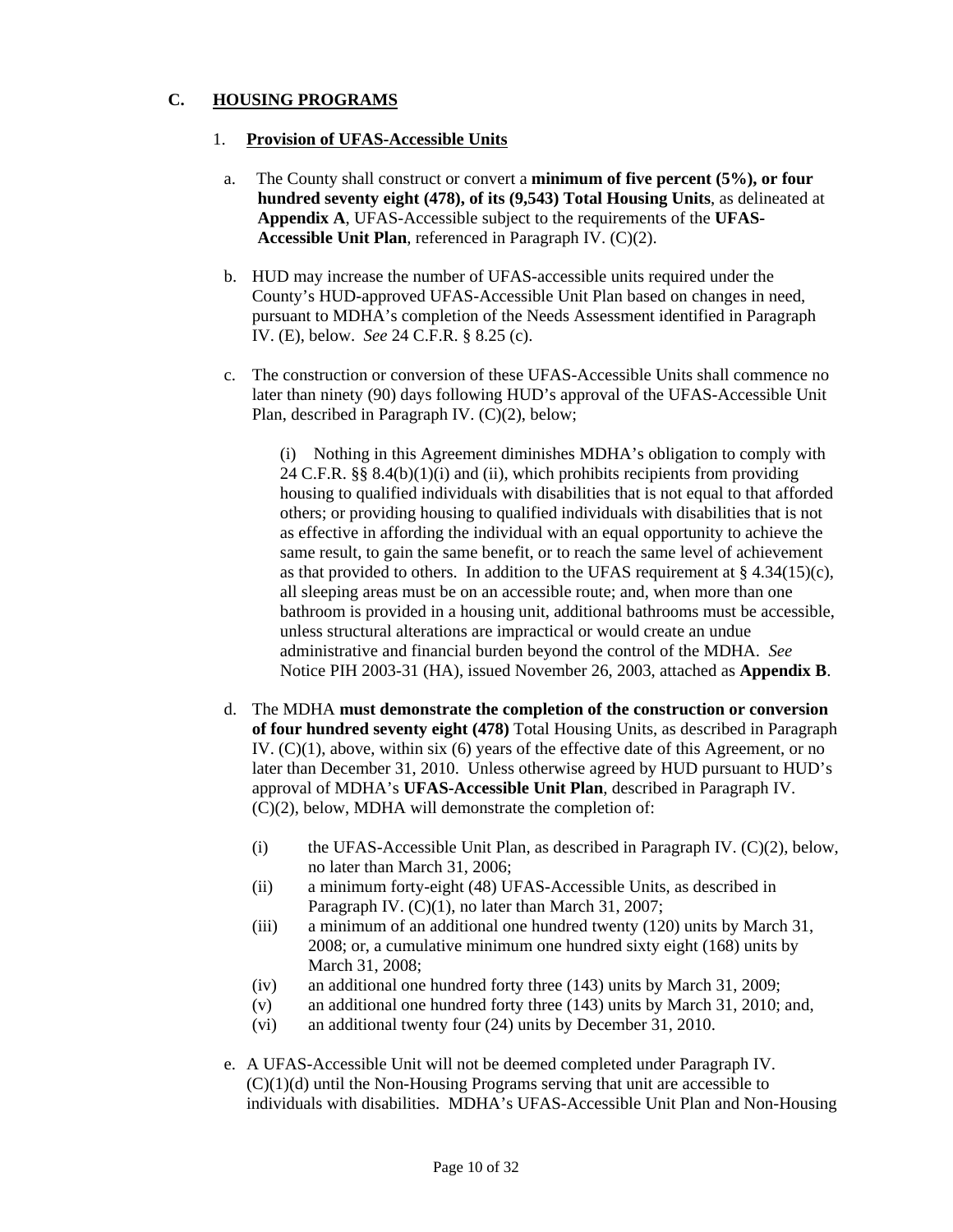## C. HOUSING PROGRAMS

### 1. Provision of UFAS-Accessible Units

a. The County shall construct or convert a **minimum of five percent (5%), or four hundred seventy eight (478), of its (9,543) Total Housing Units**, as delineated at **Appendix A**, UFAS-Accessible subject to the requirements of the **UFAS-Accessible Unit Plan**, referenced in Paragraph IV. (C)(2).

b. HUD may increase the number of UFAS-accessible units required under the County's HUD-approved UFAS-Accessible Unit Plan based on changes in need, pursuant to MDHA's completion of the Needs Assessment identified in Paragraph IV. (E), below. *See* 24 C.F.R. § 8.25 (c).

c. The construction or conversion of these UFAS-Accessible Units shall commence no later than ninety (90) days following HUD's approval of the UFAS-Accessible Unit Plan, described in Paragraph IV. (C)(2), below;

(i) Nothing in this Agreement diminishes MDHA's obligation to comply with 24 C.F.R. §§ 8.4(b)(1)(i) and (ii), which prohibits recipients from providing housing to qualified individuals with disabilities that is not equal to that afforded others; or providing housing to qualified individuals with disabilities that is not as effective in affording the individual with an equal opportunity to achieve the same result, to gain the same benefit, or to reach the same level of achievement as that provided to others. In addition to the UFAS requirement at § 4.34(15)(c), all sleeping areas must be on an accessible route; and, when more than one bathroom is provided in a housing unit, additional bathrooms must be accessible, unless structural alterations are impractical or would create an undue administrative and financial burden beyond the control of the MDHA. *See* Notice PIH 2003-31 (HA), issued November 26, 2003, attached as **Appendix B**.

d. The MDHA **must demonstrate the completion of the construction or conversion of four hundred seventy eight (478)** Total Housing Units, as described in Paragraph IV. (C)(1), above, within six (6) years of the effective date of this Agreement, or no later than December 31, 2010. Unless otherwise agreed by HUD pursuant to HUD's approval of MDHA's **UFAS-Accessible Unit Plan**, described in Paragraph IV. (C)(2), below, MDHA will demonstrate the completion of:

(i) the UFAS-Accessible Unit Plan, as described in Paragraph IV. (C)(2), below, no later than March 31, 2006;
(ii) a minimum forty-eight (48) UFAS-Accessible Units, as described in Paragraph IV. (C)(1), no later than March 31, 2007;
(iii) a minimum of an additional one hundred twenty (120) units by March 31, 2008; or, a cumulative minimum one hundred sixty eight (168) units by March 31, 2008;
(iv) an additional one hundred forty three (143) units by March 31, 2009;
(v) an additional one hundred forty three (143) units by March 31, 2010; and,
(vi) an additional twenty four (24) units by December 31, 2010.

e. A UFAS-Accessible Unit will not be deemed completed under Paragraph IV. (C)(1)(d) until the Non-Housing Programs serving that unit are accessible to individuals with disabilities. MDHA's UFAS-Accessible Unit Plan and Non-Housing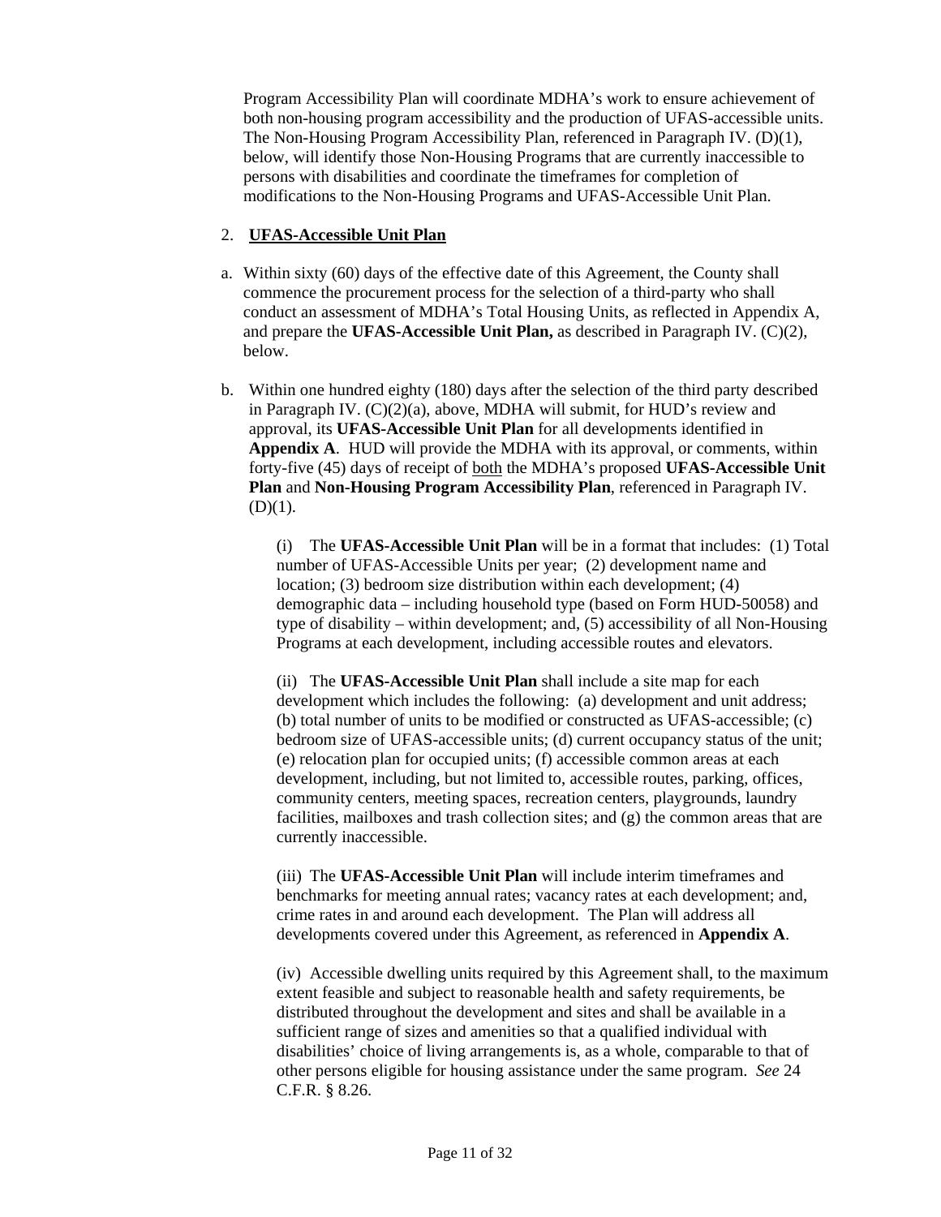Program Accessibility Plan will coordinate MDHA's work to ensure achievement of both non-housing program accessibility and the production of UFAS-accessible units. The Non-Housing Program Accessibility Plan, referenced in Paragraph IV. (D)(1), below, will identify those Non-Housing Programs that are currently inaccessible to persons with disabilities and coordinate the timeframes for completion of modifications to the Non-Housing Programs and UFAS-Accessible Unit Plan.

2. **UFAS-Accessible Unit Plan**

a. Within sixty (60) days of the effective date of this Agreement, the County shall commence the procurement process for the selection of a third-party who shall conduct an assessment of MDHA's Total Housing Units, as reflected in Appendix A, and prepare the **UFAS-Accessible Unit Plan,** as described in Paragraph IV. (C)(2), below.

b. Within one hundred eighty (180) days after the selection of the third party described in Paragraph IV. (C)(2)(a), above, MDHA will submit, for HUD's review and approval, its **UFAS-Accessible Unit Plan** for all developments identified in **Appendix A**. HUD will provide the MDHA with its approval, or comments, within forty-five (45) days of receipt of both the MDHA's proposed **UFAS-Accessible Unit Plan** and **Non-Housing Program Accessibility Plan**, referenced in Paragraph IV. (D)(1).

(i) The **UFAS-Accessible Unit Plan** will be in a format that includes: (1) Total number of UFAS-Accessible Units per year; (2) development name and location; (3) bedroom size distribution within each development; (4) demographic data – including household type (based on Form HUD-50058) and type of disability – within development; and, (5) accessibility of all Non-Housing Programs at each development, including accessible routes and elevators.

(ii) The **UFAS-Accessible Unit Plan** shall include a site map for each development which includes the following: (a) development and unit address; (b) total number of units to be modified or constructed as UFAS-accessible; (c) bedroom size of UFAS-accessible units; (d) current occupancy status of the unit; (e) relocation plan for occupied units; (f) accessible common areas at each development, including, but not limited to, accessible routes, parking, offices, community centers, meeting spaces, recreation centers, playgrounds, laundry facilities, mailboxes and trash collection sites; and (g) the common areas that are currently inaccessible.

(iii) The **UFAS-Accessible Unit Plan** will include interim timeframes and benchmarks for meeting annual rates; vacancy rates at each development; and, crime rates in and around each development. The Plan will address all developments covered under this Agreement, as referenced in **Appendix A**.

(iv) Accessible dwelling units required by this Agreement shall, to the maximum extent feasible and subject to reasonable health and safety requirements, be distributed throughout the development and sites and shall be available in a sufficient range of sizes and amenities so that a qualified individual with disabilities' choice of living arrangements is, as a whole, comparable to that of other persons eligible for housing assistance under the same program. *See* 24 C.F.R. § 8.26.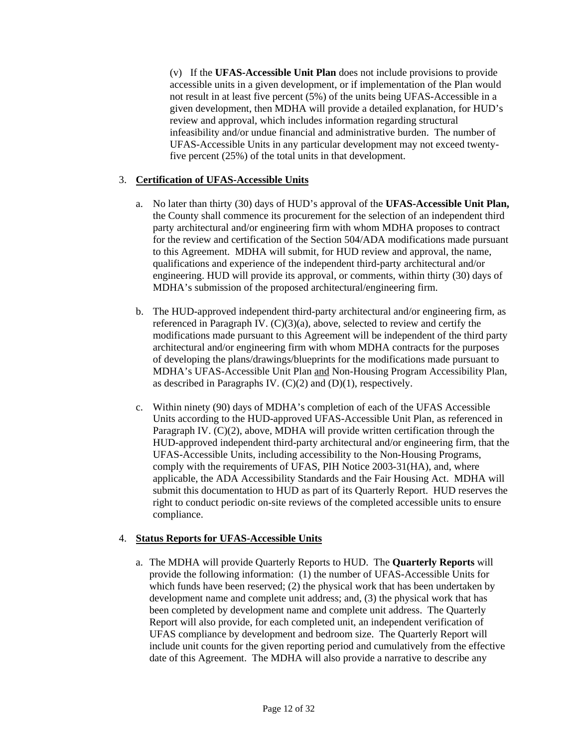(v) If the **UFAS-Accessible Unit Plan** does not include provisions to provide accessible units in a given development, or if implementation of the Plan would not result in at least five percent (5%) of the units being UFAS-Accessible in a given development, then MDHA will provide a detailed explanation, for HUD's review and approval, which includes information regarding structural infeasibility and/or undue financial and administrative burden. The number of UFAS-Accessible Units in any particular development may not exceed twenty-five percent (25%) of the total units in that development.

3. **Certification of UFAS-Accessible Units**

   a. No later than thirty (30) days of HUD's approval of the **UFAS-Accessible Unit Plan,** the County shall commence its procurement for the selection of an independent third party architectural and/or engineering firm with whom MDHA proposes to contract for the review and certification of the Section 504/ADA modifications made pursuant to this Agreement. MDHA will submit, for HUD review and approval, the name, qualifications and experience of the independent third-party architectural and/or engineering. HUD will provide its approval, or comments, within thirty (30) days of MDHA's submission of the proposed architectural/engineering firm.

   b. The HUD-approved independent third-party architectural and/or engineering firm, as referenced in Paragraph IV. (C)(3)(a), above, selected to review and certify the modifications made pursuant to this Agreement will be independent of the third party architectural and/or engineering firm with whom MDHA contracts for the purposes of developing the plans/drawings/blueprints for the modifications made pursuant to MDHA's UFAS-Accessible Unit Plan and Non-Housing Program Accessibility Plan, as described in Paragraphs IV. (C)(2) and (D)(1), respectively.

   c. Within ninety (90) days of MDHA's completion of each of the UFAS Accessible Units according to the HUD-approved UFAS-Accessible Unit Plan, as referenced in Paragraph IV. (C)(2), above, MDHA will provide written certification through the HUD-approved independent third-party architectural and/or engineering firm, that the UFAS-Accessible Units, including accessibility to the Non-Housing Programs, comply with the requirements of UFAS, PIH Notice 2003-31(HA), and, where applicable, the ADA Accessibility Standards and the Fair Housing Act. MDHA will submit this documentation to HUD as part of its Quarterly Report. HUD reserves the right to conduct periodic on-site reviews of the completed accessible units to ensure compliance.

4. **Status Reports for UFAS-Accessible Units**

   a. The MDHA will provide Quarterly Reports to HUD. The **Quarterly Reports** will provide the following information: (1) the number of UFAS-Accessible Units for which funds have been reserved; (2) the physical work that has been undertaken by development name and complete unit address; and, (3) the physical work that has been completed by development name and complete unit address. The Quarterly Report will also provide, for each completed unit, an independent verification of UFAS compliance by development and bedroom size. The Quarterly Report will include unit counts for the given reporting period and cumulatively from the effective date of this Agreement. The MDHA will also provide a narrative to describe any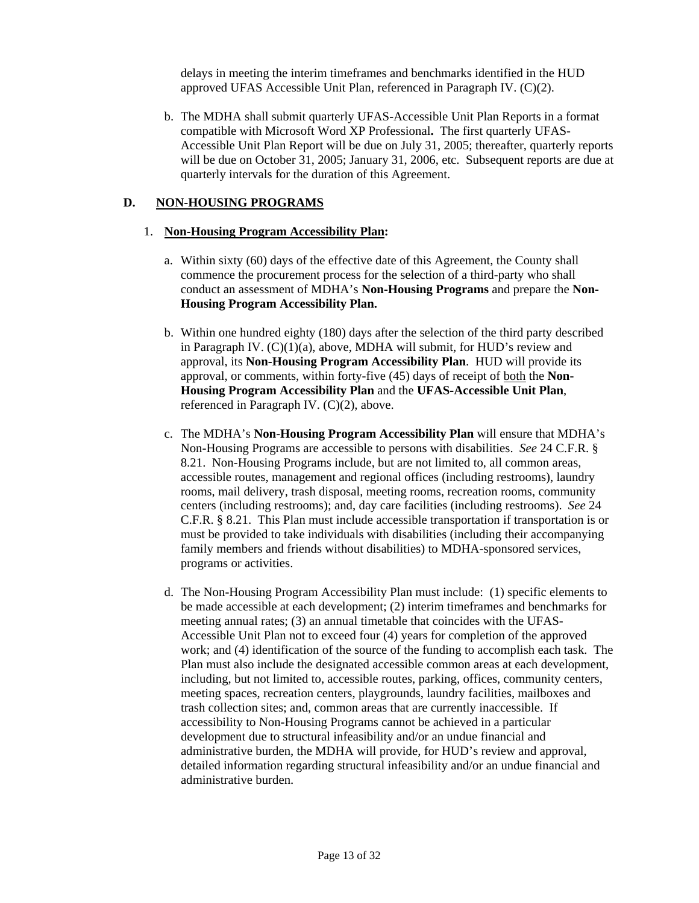delays in meeting the interim timeframes and benchmarks identified in the HUD approved UFAS Accessible Unit Plan, referenced in Paragraph IV. (C)(2).

b. The MDHA shall submit quarterly UFAS-Accessible Unit Plan Reports in a format compatible with Microsoft Word XP Professional**.** The first quarterly UFAS-Accessible Unit Plan Report will be due on July 31, 2005; thereafter, quarterly reports will be due on October 31, 2005; January 31, 2006, etc. Subsequent reports are due at quarterly intervals for the duration of this Agreement.

## D. NON-HOUSING PROGRAMS

1. **Non-Housing Program Accessibility Plan:**

   a. Within sixty (60) days of the effective date of this Agreement, the County shall commence the procurement process for the selection of a third-party who shall conduct an assessment of MDHA's **Non-Housing Programs** and prepare the **Non-Housing Program Accessibility Plan.**

   b. Within one hundred eighty (180) days after the selection of the third party described in Paragraph IV. (C)(1)(a), above, MDHA will submit, for HUD's review and approval, its **Non-Housing Program Accessibility Plan**. HUD will provide its approval, or comments, within forty-five (45) days of receipt of both the **Non-Housing Program Accessibility Plan** and the **UFAS-Accessible Unit Plan**, referenced in Paragraph IV. (C)(2), above.

   c. The MDHA's **Non-Housing Program Accessibility Plan** will ensure that MDHA's Non-Housing Programs are accessible to persons with disabilities. *See* 24 C.F.R. § 8.21. Non-Housing Programs include, but are not limited to, all common areas, accessible routes, management and regional offices (including restrooms), laundry rooms, mail delivery, trash disposal, meeting rooms, recreation rooms, community centers (including restrooms); and, day care facilities (including restrooms). *See* 24 C.F.R. § 8.21. This Plan must include accessible transportation if transportation is or must be provided to take individuals with disabilities (including their accompanying family members and friends without disabilities) to MDHA-sponsored services, programs or activities.

   d. The Non-Housing Program Accessibility Plan must include: (1) specific elements to be made accessible at each development; (2) interim timeframes and benchmarks for meeting annual rates; (3) an annual timetable that coincides with the UFAS-Accessible Unit Plan not to exceed four (4) years for completion of the approved work; and (4) identification of the source of the funding to accomplish each task. The Plan must also include the designated accessible common areas at each development, including, but not limited to, accessible routes, parking, offices, community centers, meeting spaces, recreation centers, playgrounds, laundry facilities, mailboxes and trash collection sites; and, common areas that are currently inaccessible. If accessibility to Non-Housing Programs cannot be achieved in a particular development due to structural infeasibility and/or an undue financial and administrative burden, the MDHA will provide, for HUD's review and approval, detailed information regarding structural infeasibility and/or an undue financial and administrative burden.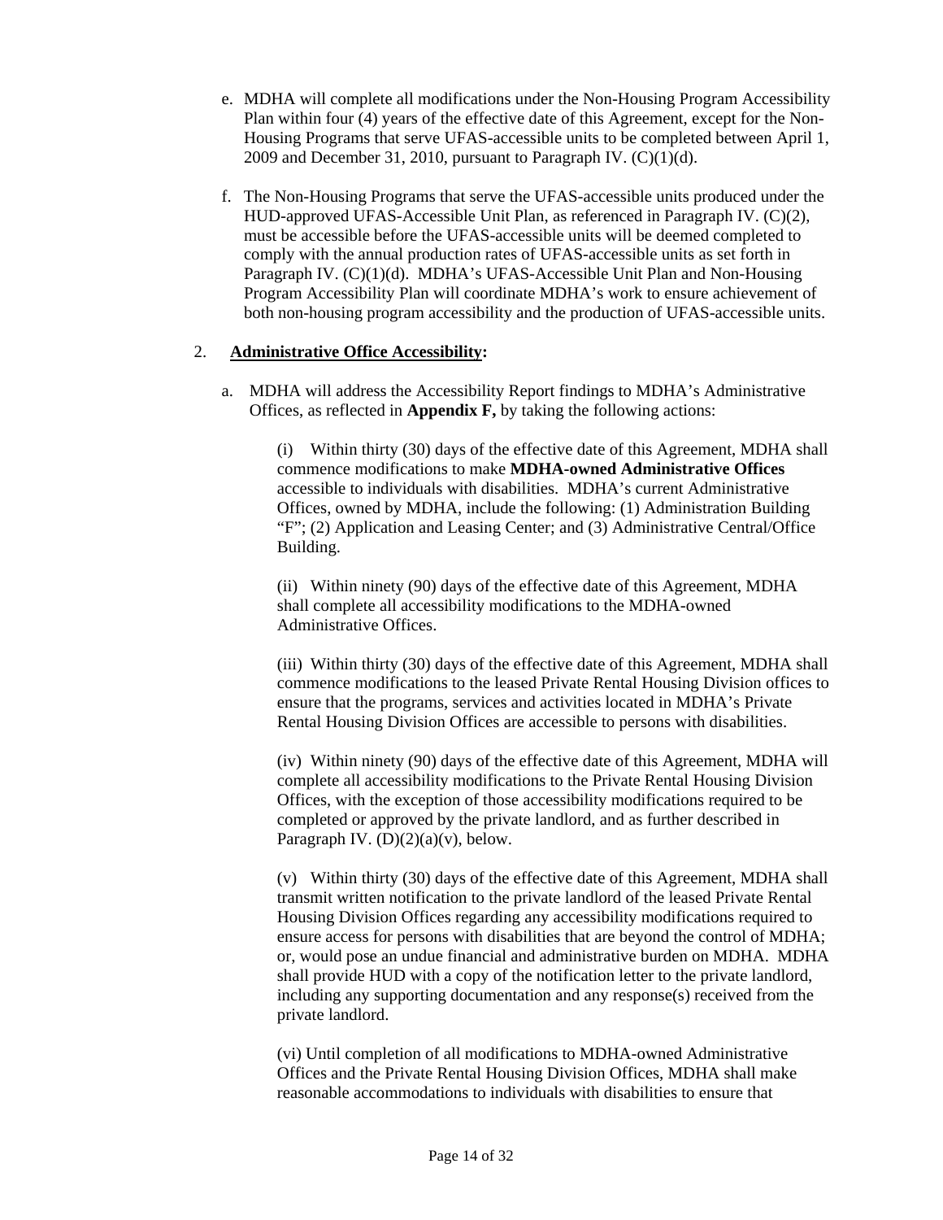e. MDHA will complete all modifications under the Non-Housing Program Accessibility Plan within four (4) years of the effective date of this Agreement, except for the Non-Housing Programs that serve UFAS-accessible units to be completed between April 1, 2009 and December 31, 2010, pursuant to Paragraph IV. (C)(1)(d).

f. The Non-Housing Programs that serve the UFAS-accessible units produced under the HUD-approved UFAS-Accessible Unit Plan, as referenced in Paragraph IV. (C)(2), must be accessible before the UFAS-accessible units will be deemed completed to comply with the annual production rates of UFAS-accessible units as set forth in Paragraph IV. (C)(1)(d). MDHA's UFAS-Accessible Unit Plan and Non-Housing Program Accessibility Plan will coordinate MDHA's work to ensure achievement of both non-housing program accessibility and the production of UFAS-accessible units.

2. **Administrative Office Accessibility:**

a. MDHA will address the Accessibility Report findings to MDHA's Administrative Offices, as reflected in **Appendix F,** by taking the following actions:

(i) Within thirty (30) days of the effective date of this Agreement, MDHA shall commence modifications to make **MDHA-owned Administrative Offices** accessible to individuals with disabilities. MDHA's current Administrative Offices, owned by MDHA, include the following: (1) Administration Building "F"; (2) Application and Leasing Center; and (3) Administrative Central/Office Building.

(ii) Within ninety (90) days of the effective date of this Agreement, MDHA shall complete all accessibility modifications to the MDHA-owned Administrative Offices.

(iii) Within thirty (30) days of the effective date of this Agreement, MDHA shall commence modifications to the leased Private Rental Housing Division offices to ensure that the programs, services and activities located in MDHA's Private Rental Housing Division Offices are accessible to persons with disabilities.

(iv) Within ninety (90) days of the effective date of this Agreement, MDHA will complete all accessibility modifications to the Private Rental Housing Division Offices, with the exception of those accessibility modifications required to be completed or approved by the private landlord, and as further described in Paragraph IV. (D)(2)(a)(v), below.

(v) Within thirty (30) days of the effective date of this Agreement, MDHA shall transmit written notification to the private landlord of the leased Private Rental Housing Division Offices regarding any accessibility modifications required to ensure access for persons with disabilities that are beyond the control of MDHA; or, would pose an undue financial and administrative burden on MDHA. MDHA shall provide HUD with a copy of the notification letter to the private landlord, including any supporting documentation and any response(s) received from the private landlord.

(vi) Until completion of all modifications to MDHA-owned Administrative Offices and the Private Rental Housing Division Offices, MDHA shall make reasonable accommodations to individuals with disabilities to ensure that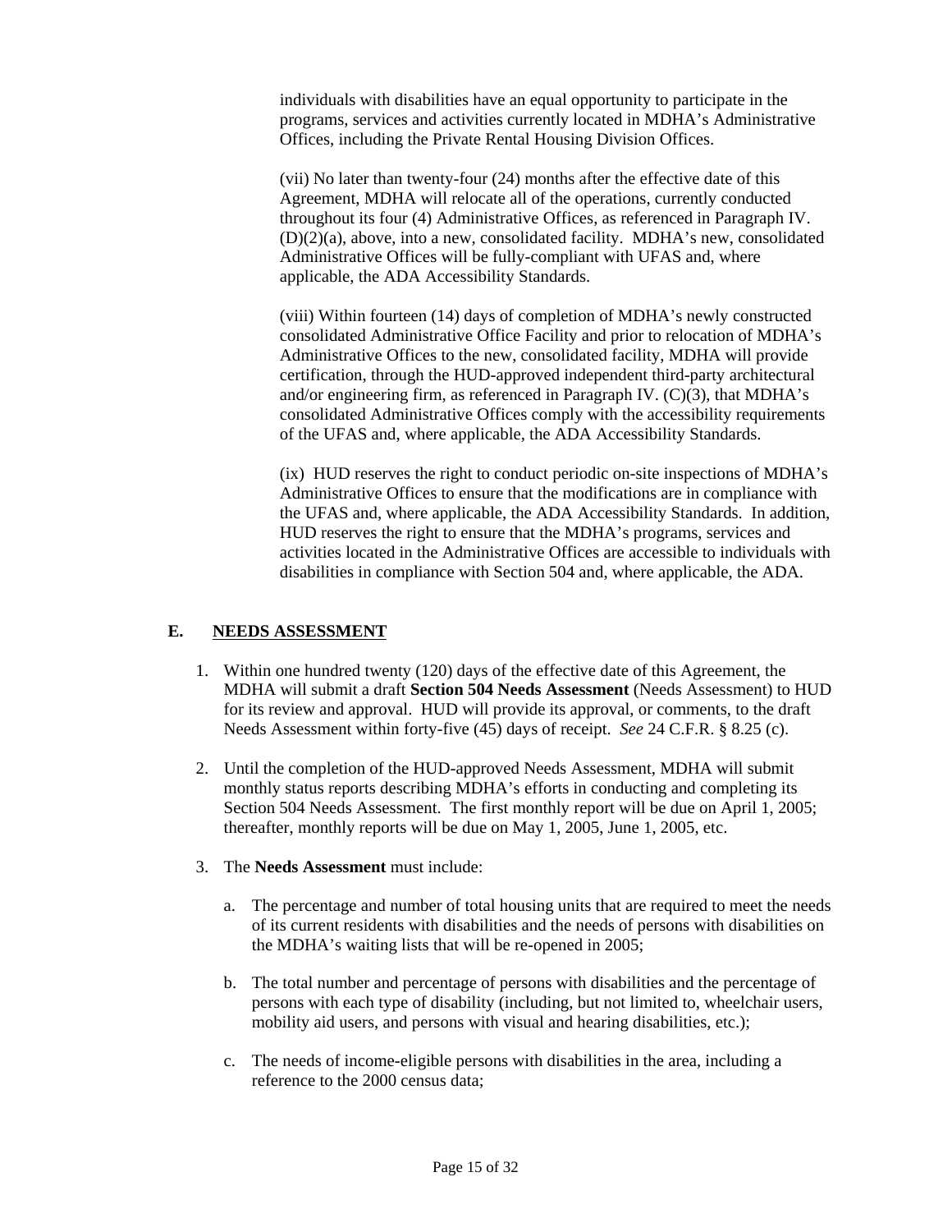individuals with disabilities have an equal opportunity to participate in the programs, services and activities currently located in MDHA's Administrative Offices, including the Private Rental Housing Division Offices.

(vii) No later than twenty-four (24) months after the effective date of this Agreement, MDHA will relocate all of the operations, currently conducted throughout its four (4) Administrative Offices, as referenced in Paragraph IV.(D)(2)(a), above, into a new, consolidated facility. MDHA's new, consolidated Administrative Offices will be fully-compliant with UFAS and, where applicable, the ADA Accessibility Standards.

(viii) Within fourteen (14) days of completion of MDHA's newly constructed consolidated Administrative Office Facility and prior to relocation of MDHA's Administrative Offices to the new, consolidated facility, MDHA will provide certification, through the HUD-approved independent third-party architectural and/or engineering firm, as referenced in Paragraph IV. (C)(3), that MDHA's consolidated Administrative Offices comply with the accessibility requirements of the UFAS and, where applicable, the ADA Accessibility Standards.

(ix) HUD reserves the right to conduct periodic on-site inspections of MDHA's Administrative Offices to ensure that the modifications are in compliance with the UFAS and, where applicable, the ADA Accessibility Standards. In addition, HUD reserves the right to ensure that the MDHA's programs, services and activities located in the Administrative Offices are accessible to individuals with disabilities in compliance with Section 504 and, where applicable, the ADA.

## E. NEEDS ASSESSMENT

1. Within one hundred twenty (120) days of the effective date of this Agreement, the MDHA will submit a draft **Section 504 Needs Assessment** (Needs Assessment) to HUD for its review and approval. HUD will provide its approval, or comments, to the draft Needs Assessment within forty-five (45) days of receipt. *See* 24 C.F.R. § 8.25 (c).

2. Until the completion of the HUD-approved Needs Assessment, MDHA will submit monthly status reports describing MDHA's efforts in conducting and completing its Section 504 Needs Assessment. The first monthly report will be due on April 1, 2005; thereafter, monthly reports will be due on May 1, 2005, June 1, 2005, etc.

3. The **Needs Assessment** must include:

   a. The percentage and number of total housing units that are required to meet the needs of its current residents with disabilities and the needs of persons with disabilities on the MDHA's waiting lists that will be re-opened in 2005;

   b. The total number and percentage of persons with disabilities and the percentage of persons with each type of disability (including, but not limited to, wheelchair users, mobility aid users, and persons with visual and hearing disabilities, etc.);

   c. The needs of income-eligible persons with disabilities in the area, including a reference to the 2000 census data;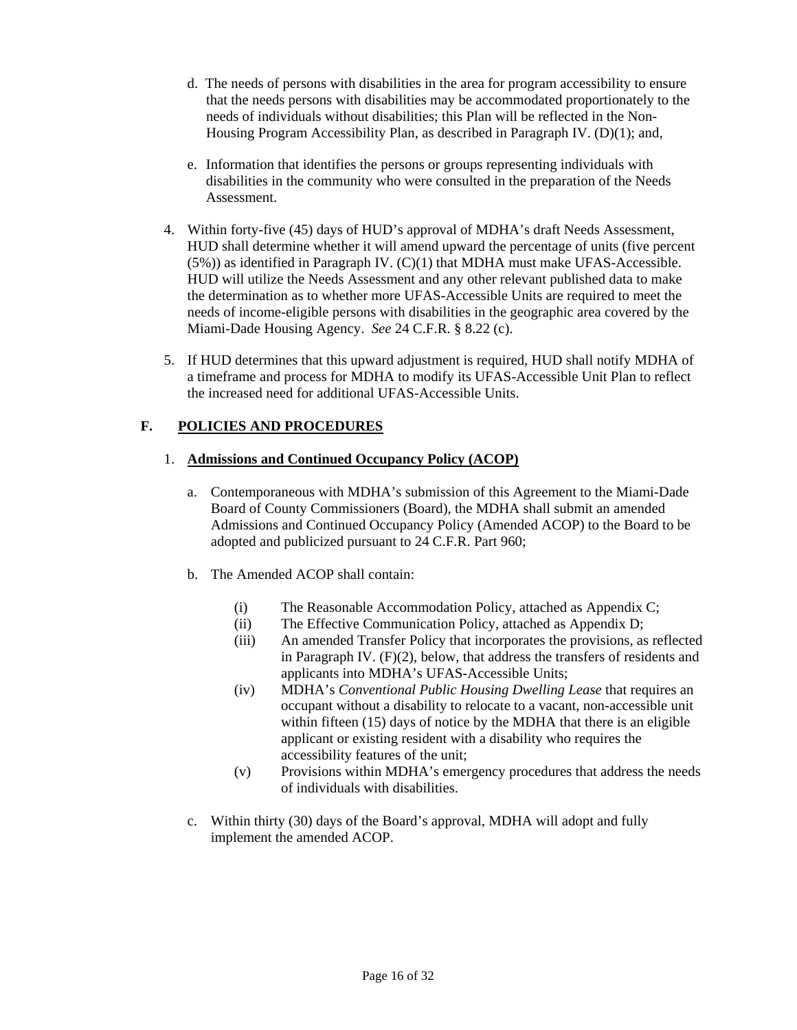d. The needs of persons with disabilities in the area for program accessibility to ensure that the needs persons with disabilities may be accommodated proportionately to the needs of individuals without disabilities; this Plan will be reflected in the Non-Housing Program Accessibility Plan, as described in Paragraph IV. (D)(1); and,

e. Information that identifies the persons or groups representing individuals with disabilities in the community who were consulted in the preparation of the Needs Assessment.

4. Within forty-five (45) days of HUD's approval of MDHA's draft Needs Assessment, HUD shall determine whether it will amend upward the percentage of units (five percent (5%)) as identified in Paragraph IV. (C)(1) that MDHA must make UFAS-Accessible. HUD will utilize the Needs Assessment and any other relevant published data to make the determination as to whether more UFAS-Accessible Units are required to meet the needs of income-eligible persons with disabilities in the geographic area covered by the Miami-Dade Housing Agency. *See* 24 C.F.R. § 8.22 (c).

5. If HUD determines that this upward adjustment is required, HUD shall notify MDHA of a timeframe and process for MDHA to modify its UFAS-Accessible Unit Plan to reflect the increased need for additional UFAS-Accessible Units.

## F. POLICIES AND PROCEDURES

### 1. Admissions and Continued Occupancy Policy (ACOP)

a. Contemporaneous with MDHA's submission of this Agreement to the Miami-Dade Board of County Commissioners (Board), the MDHA shall submit an amended Admissions and Continued Occupancy Policy (Amended ACOP) to the Board to be adopted and publicized pursuant to 24 C.F.R. Part 960;

b. The Amended ACOP shall contain:

(i) The Reasonable Accommodation Policy, attached as Appendix C;

(ii) The Effective Communication Policy, attached as Appendix D;

(iii) An amended Transfer Policy that incorporates the provisions, as reflected in Paragraph IV. (F)(2), below, that address the transfers of residents and applicants into MDHA's UFAS-Accessible Units;

(iv) MDHA's *Conventional Public Housing Dwelling Lease* that requires an occupant without a disability to relocate to a vacant, non-accessible unit within fifteen (15) days of notice by the MDHA that there is an eligible applicant or existing resident with a disability who requires the accessibility features of the unit;

(v) Provisions within MDHA's emergency procedures that address the needs of individuals with disabilities.

c. Within thirty (30) days of the Board's approval, MDHA will adopt and fully implement the amended ACOP.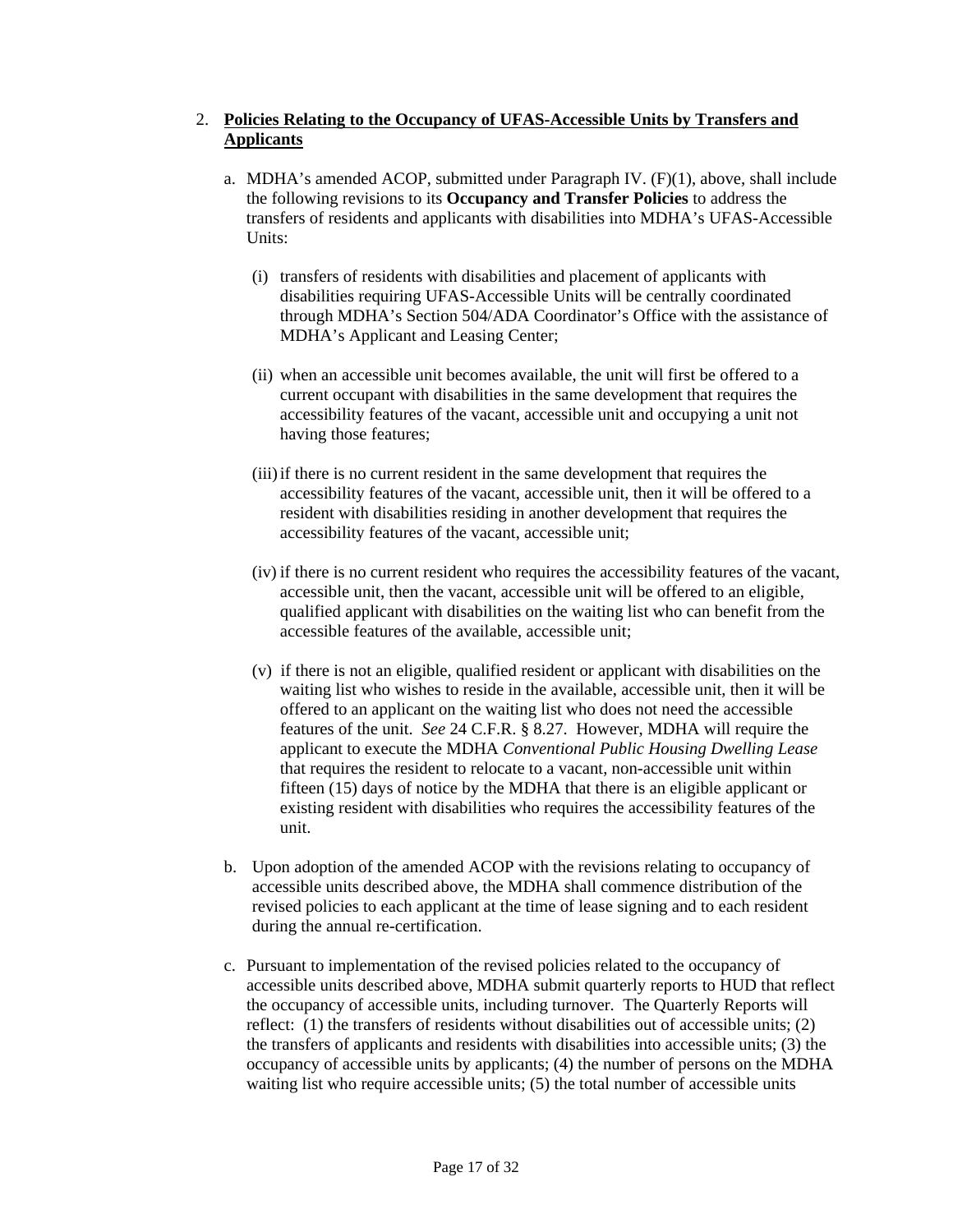2. **<u>Policies Relating to the Occupancy of UFAS-Accessible Units by Transfers and Applicants</u>**

   a. MDHA's amended ACOP, submitted under Paragraph IV. (F)(1), above, shall include the following revisions to its **Occupancy and Transfer Policies** to address the transfers of residents and applicants with disabilities into MDHA's UFAS-Accessible Units:

      (i) transfers of residents with disabilities and placement of applicants with disabilities requiring UFAS-Accessible Units will be centrally coordinated through MDHA's Section 504/ADA Coordinator's Office with the assistance of MDHA's Applicant and Leasing Center;

      (ii) when an accessible unit becomes available, the unit will first be offered to a current occupant with disabilities in the same development that requires the accessibility features of the vacant, accessible unit and occupying a unit not having those features;

      (iii) if there is no current resident in the same development that requires the accessibility features of the vacant, accessible unit, then it will be offered to a resident with disabilities residing in another development that requires the accessibility features of the vacant, accessible unit;

      (iv) if there is no current resident who requires the accessibility features of the vacant, accessible unit, then the vacant, accessible unit will be offered to an eligible, qualified applicant with disabilities on the waiting list who can benefit from the accessible features of the available, accessible unit;

      (v) if there is not an eligible, qualified resident or applicant with disabilities on the waiting list who wishes to reside in the available, accessible unit, then it will be offered to an applicant on the waiting list who does not need the accessible features of the unit. *See* 24 C.F.R. § 8.27. However, MDHA will require the applicant to execute the MDHA *Conventional Public Housing Dwelling Lease* that requires the resident to relocate to a vacant, non-accessible unit within fifteen (15) days of notice by the MDHA that there is an eligible applicant or existing resident with disabilities who requires the accessibility features of the unit.

   b. Upon adoption of the amended ACOP with the revisions relating to occupancy of accessible units described above, the MDHA shall commence distribution of the revised policies to each applicant at the time of lease signing and to each resident during the annual re-certification.

   c. Pursuant to implementation of the revised policies related to the occupancy of accessible units described above, MDHA submit quarterly reports to HUD that reflect the occupancy of accessible units, including turnover. The Quarterly Reports will reflect: (1) the transfers of residents without disabilities out of accessible units; (2) the transfers of applicants and residents with disabilities into accessible units; (3) the occupancy of accessible units by applicants; (4) the number of persons on the MDHA waiting list who require accessible units; (5) the total number of accessible units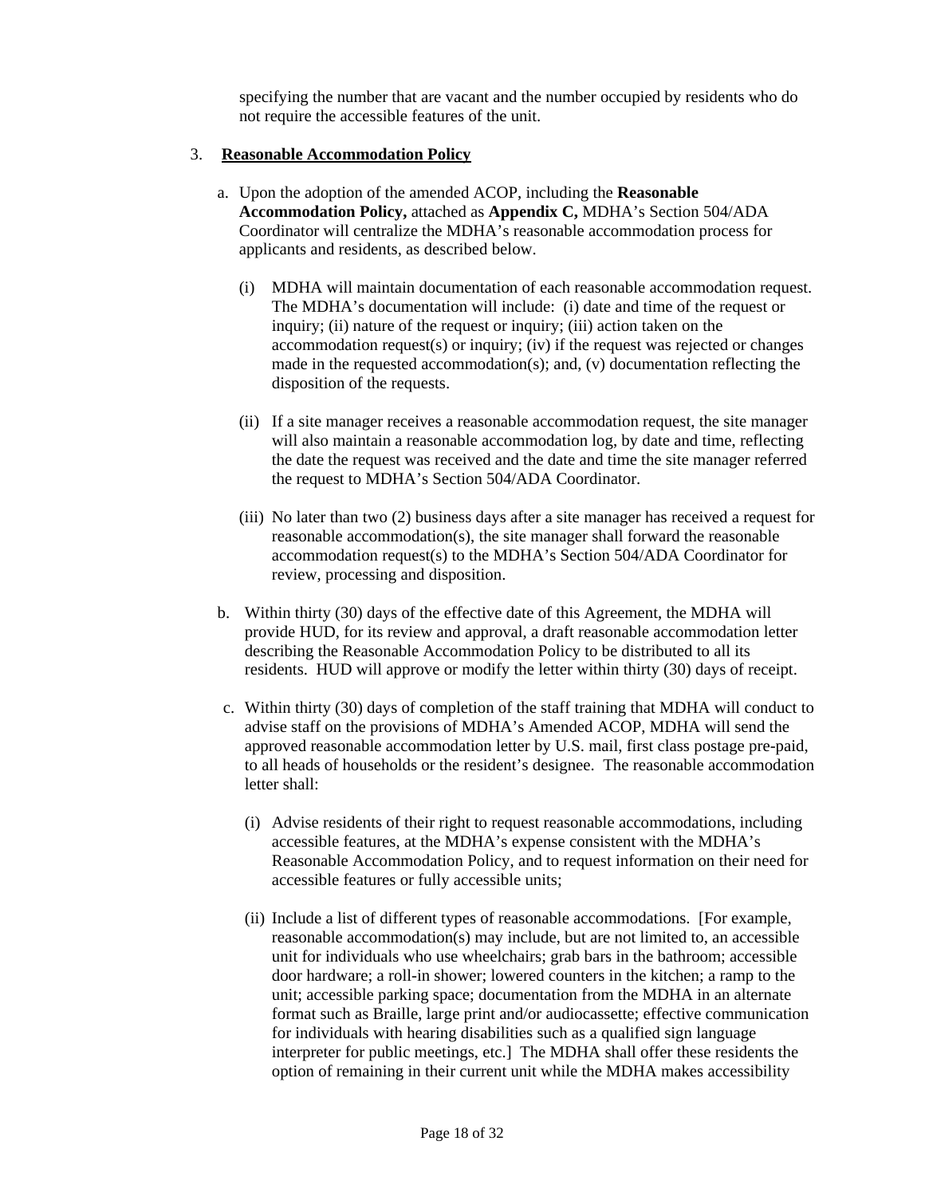specifying the number that are vacant and the number occupied by residents who do not require the accessible features of the unit.

3. **Reasonable Accommodation Policy**

   a. Upon the adoption of the amended ACOP, including the **Reasonable Accommodation Policy,** attached as **Appendix C,** MDHA's Section 504/ADA Coordinator will centralize the MDHA's reasonable accommodation process for applicants and residents, as described below.

      (i) MDHA will maintain documentation of each reasonable accommodation request. The MDHA's documentation will include: (i) date and time of the request or inquiry; (ii) nature of the request or inquiry; (iii) action taken on the accommodation request(s) or inquiry; (iv) if the request was rejected or changes made in the requested accommodation(s); and, (v) documentation reflecting the disposition of the requests.

      (ii) If a site manager receives a reasonable accommodation request, the site manager will also maintain a reasonable accommodation log, by date and time, reflecting the date the request was received and the date and time the site manager referred the request to MDHA's Section 504/ADA Coordinator.

      (iii) No later than two (2) business days after a site manager has received a request for reasonable accommodation(s), the site manager shall forward the reasonable accommodation request(s) to the MDHA's Section 504/ADA Coordinator for review, processing and disposition.

   b. Within thirty (30) days of the effective date of this Agreement, the MDHA will provide HUD, for its review and approval, a draft reasonable accommodation letter describing the Reasonable Accommodation Policy to be distributed to all its residents. HUD will approve or modify the letter within thirty (30) days of receipt.

   c. Within thirty (30) days of completion of the staff training that MDHA will conduct to advise staff on the provisions of MDHA's Amended ACOP, MDHA will send the approved reasonable accommodation letter by U.S. mail, first class postage pre-paid, to all heads of households or the resident's designee. The reasonable accommodation letter shall:

      (i) Advise residents of their right to request reasonable accommodations, including accessible features, at the MDHA's expense consistent with the MDHA's Reasonable Accommodation Policy, and to request information on their need for accessible features or fully accessible units;

      (ii) Include a list of different types of reasonable accommodations. [For example, reasonable accommodation(s) may include, but are not limited to, an accessible unit for individuals who use wheelchairs; grab bars in the bathroom; accessible door hardware; a roll-in shower; lowered counters in the kitchen; a ramp to the unit; accessible parking space; documentation from the MDHA in an alternate format such as Braille, large print and/or audiocassette; effective communication for individuals with hearing disabilities such as a qualified sign language interpreter for public meetings, etc.] The MDHA shall offer these residents the option of remaining in their current unit while the MDHA makes accessibility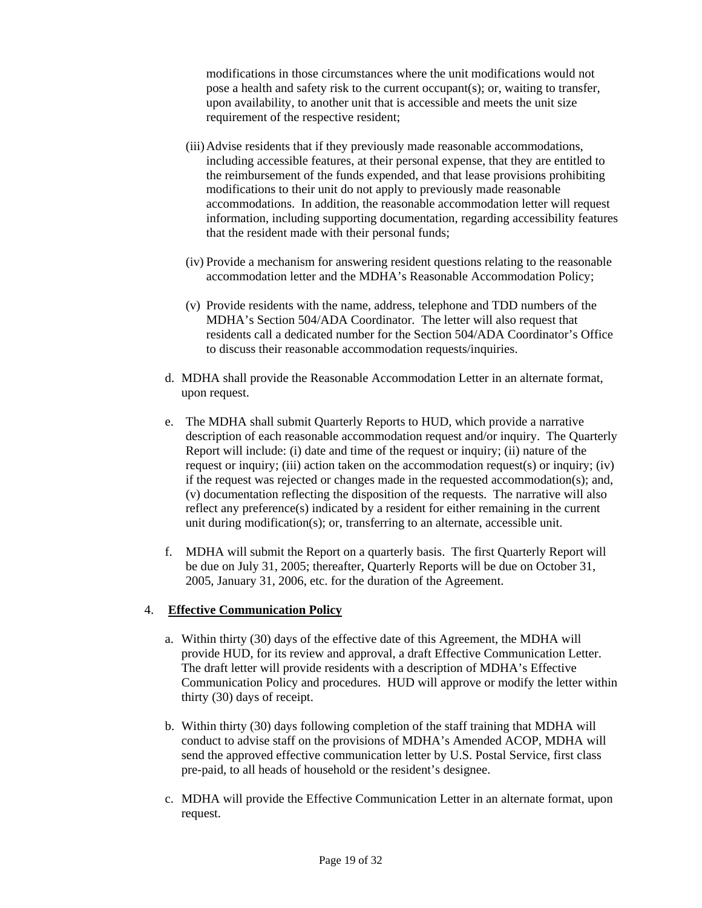modifications in those circumstances where the unit modifications would not pose a health and safety risk to the current occupant(s); or, waiting to transfer, upon availability, to another unit that is accessible and meets the unit size requirement of the respective resident;

(iii) Advise residents that if they previously made reasonable accommodations, including accessible features, at their personal expense, that they are entitled to the reimbursement of the funds expended, and that lease provisions prohibiting modifications to their unit do not apply to previously made reasonable accommodations. In addition, the reasonable accommodation letter will request information, including supporting documentation, regarding accessibility features that the resident made with their personal funds;

(iv) Provide a mechanism for answering resident questions relating to the reasonable accommodation letter and the MDHA's Reasonable Accommodation Policy;

(v) Provide residents with the name, address, telephone and TDD numbers of the MDHA's Section 504/ADA Coordinator. The letter will also request that residents call a dedicated number for the Section 504/ADA Coordinator's Office to discuss their reasonable accommodation requests/inquiries.

d. MDHA shall provide the Reasonable Accommodation Letter in an alternate format, upon request.

e. The MDHA shall submit Quarterly Reports to HUD, which provide a narrative description of each reasonable accommodation request and/or inquiry. The Quarterly Report will include: (i) date and time of the request or inquiry; (ii) nature of the request or inquiry; (iii) action taken on the accommodation request(s) or inquiry; (iv) if the request was rejected or changes made in the requested accommodation(s); and, (v) documentation reflecting the disposition of the requests. The narrative will also reflect any preference(s) indicated by a resident for either remaining in the current unit during modification(s); or, transferring to an alternate, accessible unit.

f. MDHA will submit the Report on a quarterly basis. The first Quarterly Report will be due on July 31, 2005; thereafter, Quarterly Reports will be due on October 31, 2005, January 31, 2006, etc. for the duration of the Agreement.

4. **Effective Communication Policy**

a. Within thirty (30) days of the effective date of this Agreement, the MDHA will provide HUD, for its review and approval, a draft Effective Communication Letter. The draft letter will provide residents with a description of MDHA's Effective Communication Policy and procedures. HUD will approve or modify the letter within thirty (30) days of receipt.

b. Within thirty (30) days following completion of the staff training that MDHA will conduct to advise staff on the provisions of MDHA's Amended ACOP, MDHA will send the approved effective communication letter by U.S. Postal Service, first class pre-paid, to all heads of household or the resident's designee.

c. MDHA will provide the Effective Communication Letter in an alternate format, upon request.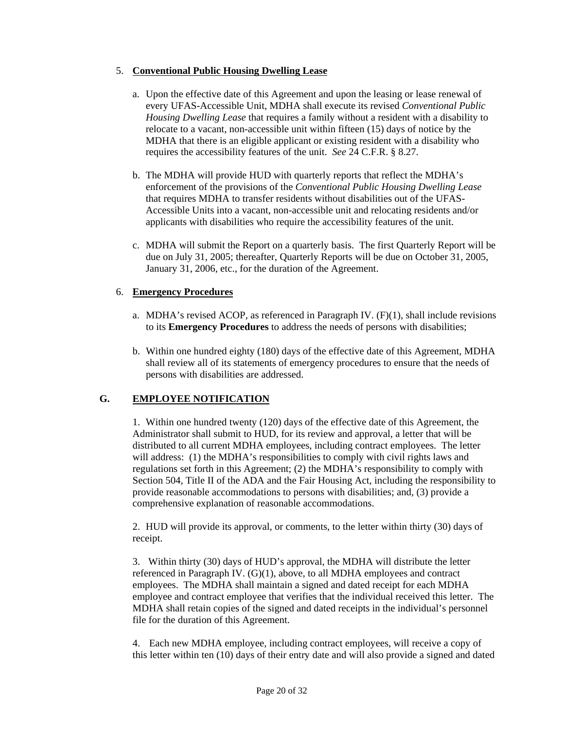5. **Conventional Public Housing Dwelling Lease**

   a. Upon the effective date of this Agreement and upon the leasing or lease renewal of every UFAS-Accessible Unit, MDHA shall execute its revised *Conventional Public Housing Dwelling Lease* that requires a family without a resident with a disability to relocate to a vacant, non-accessible unit within fifteen (15) days of notice by the MDHA that there is an eligible applicant or existing resident with a disability who requires the accessibility features of the unit. *See* 24 C.F.R. § 8.27.

   b. The MDHA will provide HUD with quarterly reports that reflect the MDHA's enforcement of the provisions of the *Conventional Public Housing Dwelling Lease* that requires MDHA to transfer residents without disabilities out of the UFAS-Accessible Units into a vacant, non-accessible unit and relocating residents and/or applicants with disabilities who require the accessibility features of the unit.

   c. MDHA will submit the Report on a quarterly basis. The first Quarterly Report will be due on July 31, 2005; thereafter, Quarterly Reports will be due on October 31, 2005, January 31, 2006, etc., for the duration of the Agreement.

6. **Emergency Procedures**

   a. MDHA's revised ACOP, as referenced in Paragraph IV. (F)(1), shall include revisions to its **Emergency Procedures** to address the needs of persons with disabilities;

   b. Within one hundred eighty (180) days of the effective date of this Agreement, MDHA shall review all of its statements of emergency procedures to ensure that the needs of persons with disabilities are addressed.

## G. EMPLOYEE NOTIFICATION

1. Within one hundred twenty (120) days of the effective date of this Agreement, the Administrator shall submit to HUD, for its review and approval, a letter that will be distributed to all current MDHA employees, including contract employees. The letter will address: (1) the MDHA's responsibilities to comply with civil rights laws and regulations set forth in this Agreement; (2) the MDHA's responsibility to comply with Section 504, Title II of the ADA and the Fair Housing Act, including the responsibility to provide reasonable accommodations to persons with disabilities; and, (3) provide a comprehensive explanation of reasonable accommodations.

2. HUD will provide its approval, or comments, to the letter within thirty (30) days of receipt.

3. Within thirty (30) days of HUD's approval, the MDHA will distribute the letter referenced in Paragraph IV. (G)(1), above, to all MDHA employees and contract employees. The MDHA shall maintain a signed and dated receipt for each MDHA employee and contract employee that verifies that the individual received this letter. The MDHA shall retain copies of the signed and dated receipts in the individual's personnel file for the duration of this Agreement.

4. Each new MDHA employee, including contract employees, will receive a copy of this letter within ten (10) days of their entry date and will also provide a signed and dated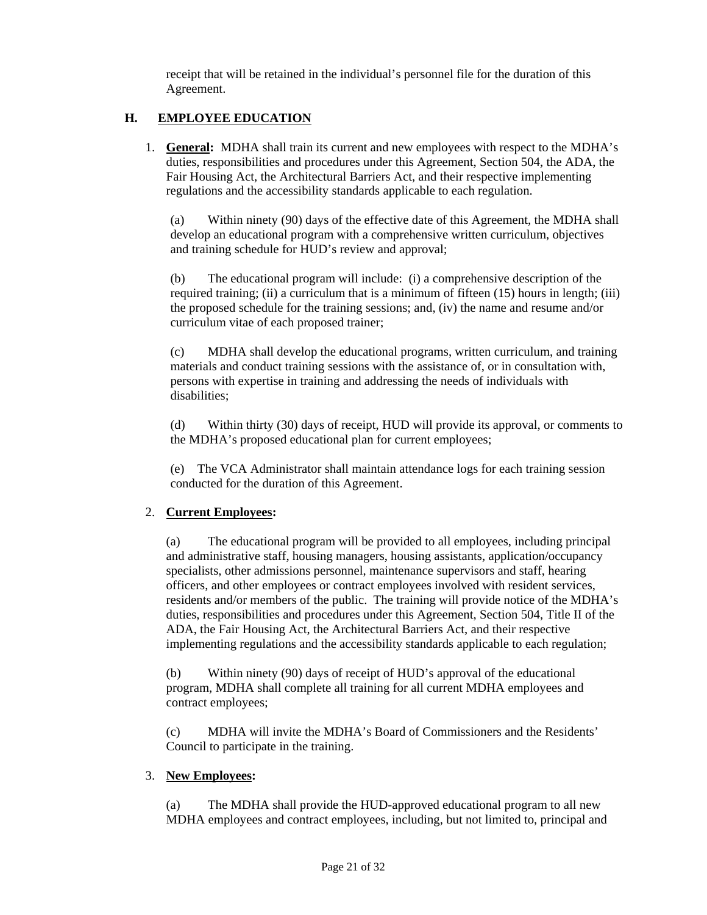receipt that will be retained in the individual's personnel file for the duration of this Agreement.

## H. EMPLOYEE EDUCATION

1. **General:** MDHA shall train its current and new employees with respect to the MDHA's duties, responsibilities and procedures under this Agreement, Section 504, the ADA, the Fair Housing Act, the Architectural Barriers Act, and their respective implementing regulations and the accessibility standards applicable to each regulation.

   (a) Within ninety (90) days of the effective date of this Agreement, the MDHA shall develop an educational program with a comprehensive written curriculum, objectives and training schedule for HUD's review and approval;

   (b) The educational program will include: (i) a comprehensive description of the required training; (ii) a curriculum that is a minimum of fifteen (15) hours in length; (iii) the proposed schedule for the training sessions; and, (iv) the name and resume and/or curriculum vitae of each proposed trainer;

   (c) MDHA shall develop the educational programs, written curriculum, and training materials and conduct training sessions with the assistance of, or in consultation with, persons with expertise in training and addressing the needs of individuals with disabilities;

   (d) Within thirty (30) days of receipt, HUD will provide its approval, or comments to the MDHA's proposed educational plan for current employees;

   (e) The VCA Administrator shall maintain attendance logs for each training session conducted for the duration of this Agreement.

2. **Current Employees:**

   (a) The educational program will be provided to all employees, including principal and administrative staff, housing managers, housing assistants, application/occupancy specialists, other admissions personnel, maintenance supervisors and staff, hearing officers, and other employees or contract employees involved with resident services, residents and/or members of the public. The training will provide notice of the MDHA's duties, responsibilities and procedures under this Agreement, Section 504, Title II of the ADA, the Fair Housing Act, the Architectural Barriers Act, and their respective implementing regulations and the accessibility standards applicable to each regulation;

   (b) Within ninety (90) days of receipt of HUD's approval of the educational program, MDHA shall complete all training for all current MDHA employees and contract employees;

   (c) MDHA will invite the MDHA's Board of Commissioners and the Residents' Council to participate in the training.

3. **New Employees:**

   (a) The MDHA shall provide the HUD-approved educational program to all new MDHA employees and contract employees, including, but not limited to, principal and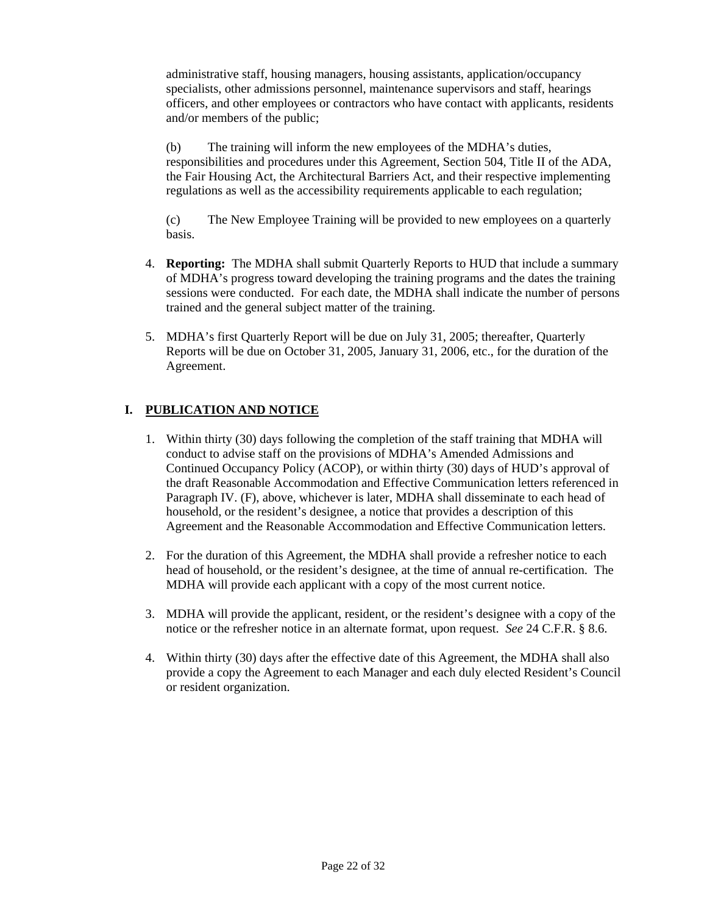administrative staff, housing managers, housing assistants, application/occupancy specialists, other admissions personnel, maintenance supervisors and staff, hearings officers, and other employees or contractors who have contact with applicants, residents and/or members of the public;

(b) The training will inform the new employees of the MDHA's duties, responsibilities and procedures under this Agreement, Section 504, Title II of the ADA, the Fair Housing Act, the Architectural Barriers Act, and their respective implementing regulations as well as the accessibility requirements applicable to each regulation;

(c) The New Employee Training will be provided to new employees on a quarterly basis.

4. **Reporting:** The MDHA shall submit Quarterly Reports to HUD that include a summary of MDHA's progress toward developing the training programs and the dates the training sessions were conducted. For each date, the MDHA shall indicate the number of persons trained and the general subject matter of the training.

5. MDHA's first Quarterly Report will be due on July 31, 2005; thereafter, Quarterly Reports will be due on October 31, 2005, January 31, 2006, etc., for the duration of the Agreement.

## I. PUBLICATION AND NOTICE

1. Within thirty (30) days following the completion of the staff training that MDHA will conduct to advise staff on the provisions of MDHA's Amended Admissions and Continued Occupancy Policy (ACOP), or within thirty (30) days of HUD's approval of the draft Reasonable Accommodation and Effective Communication letters referenced in Paragraph IV. (F), above, whichever is later, MDHA shall disseminate to each head of household, or the resident's designee, a notice that provides a description of this Agreement and the Reasonable Accommodation and Effective Communication letters.

2. For the duration of this Agreement, the MDHA shall provide a refresher notice to each head of household, or the resident's designee, at the time of annual re-certification. The MDHA will provide each applicant with a copy of the most current notice.

3. MDHA will provide the applicant, resident, or the resident's designee with a copy of the notice or the refresher notice in an alternate format, upon request. *See* 24 C.F.R. § 8.6.

4. Within thirty (30) days after the effective date of this Agreement, the MDHA shall also provide a copy the Agreement to each Manager and each duly elected Resident's Council or resident organization.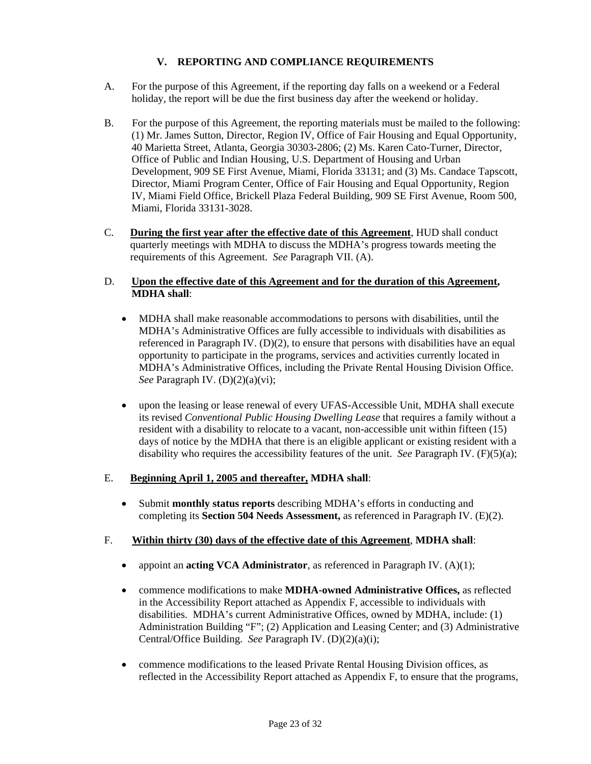## V. REPORTING AND COMPLIANCE REQUIREMENTS

A. For the purpose of this Agreement, if the reporting day falls on a weekend or a Federal holiday, the report will be due the first business day after the weekend or holiday.

B. For the purpose of this Agreement, the reporting materials must be mailed to the following: (1) Mr. James Sutton, Director, Region IV, Office of Fair Housing and Equal Opportunity, 40 Marietta Street, Atlanta, Georgia 30303-2806; (2) Ms. Karen Cato-Turner, Director, Office of Public and Indian Housing, U.S. Department of Housing and Urban Development, 909 SE First Avenue, Miami, Florida 33131; and (3) Ms. Candace Tapscott, Director, Miami Program Center, Office of Fair Housing and Equal Opportunity, Region IV, Miami Field Office, Brickell Plaza Federal Building, 909 SE First Avenue, Room 500, Miami, Florida 33131-3028.

C. **During the first year after the effective date of this Agreement**, HUD shall conduct quarterly meetings with MDHA to discuss the MDHA's progress towards meeting the requirements of this Agreement. *See* Paragraph VII. (A).

D. **Upon the effective date of this Agreement and for the duration of this Agreement, MDHA shall**:

- MDHA shall make reasonable accommodations to persons with disabilities, until the MDHA's Administrative Offices are fully accessible to individuals with disabilities as referenced in Paragraph IV. (D)(2), to ensure that persons with disabilities have an equal opportunity to participate in the programs, services and activities currently located in MDHA's Administrative Offices, including the Private Rental Housing Division Office. *See* Paragraph IV. (D)(2)(a)(vi);

- upon the leasing or lease renewal of every UFAS-Accessible Unit, MDHA shall execute its revised *Conventional Public Housing Dwelling Lease* that requires a family without a resident with a disability to relocate to a vacant, non-accessible unit within fifteen (15) days of notice by the MDHA that there is an eligible applicant or existing resident with a disability who requires the accessibility features of the unit. *See* Paragraph IV. (F)(5)(a);

E. **Beginning April 1, 2005 and thereafter, MDHA shall**:

- Submit **monthly status reports** describing MDHA's efforts in conducting and completing its **Section 504 Needs Assessment,** as referenced in Paragraph IV. (E)(2).

F. **Within thirty (30) days of the effective date of this Agreement**, **MDHA shall**:

- appoint an **acting VCA Administrator**, as referenced in Paragraph IV. (A)(1);

- commence modifications to make **MDHA-owned Administrative Offices,** as reflected in the Accessibility Report attached as Appendix F, accessible to individuals with disabilities. MDHA's current Administrative Offices, owned by MDHA, include: (1) Administration Building "F"; (2) Application and Leasing Center; and (3) Administrative Central/Office Building. *See* Paragraph IV. (D)(2)(a)(i);

- commence modifications to the leased Private Rental Housing Division offices, as reflected in the Accessibility Report attached as Appendix F, to ensure that the programs,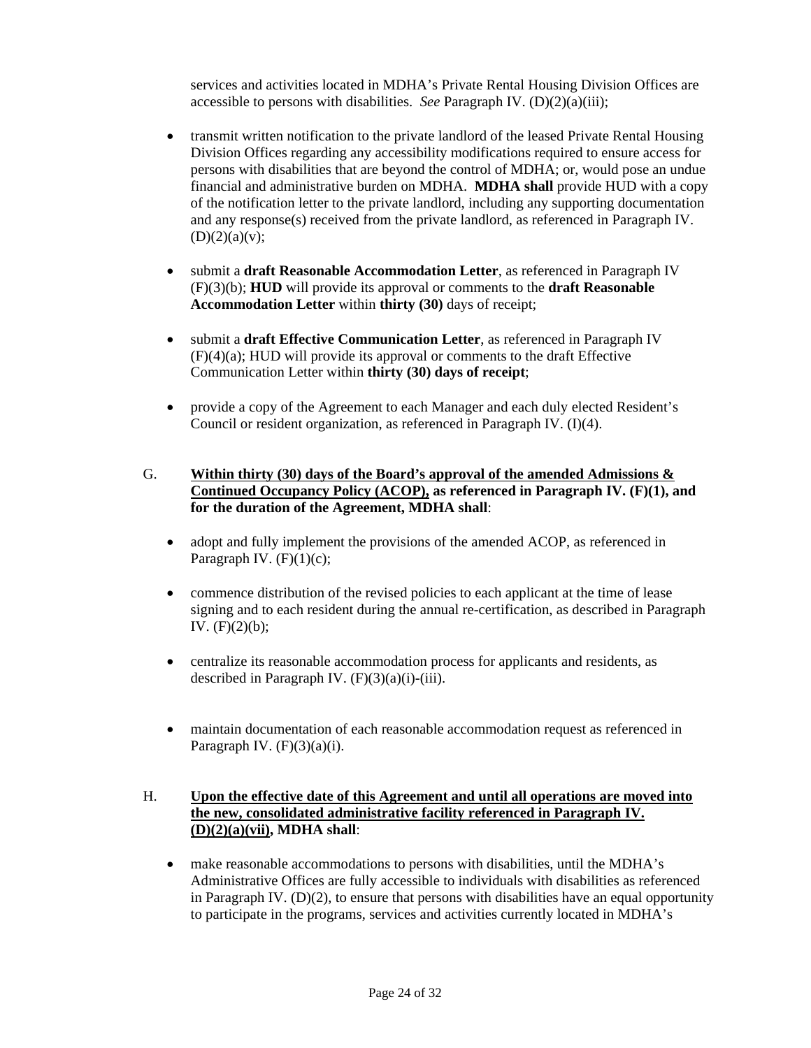services and activities located in MDHA's Private Rental Housing Division Offices are accessible to persons with disabilities. *See* Paragraph IV. (D)(2)(a)(iii);

- transmit written notification to the private landlord of the leased Private Rental Housing Division Offices regarding any accessibility modifications required to ensure access for persons with disabilities that are beyond the control of MDHA; or, would pose an undue financial and administrative burden on MDHA. **MDHA shall** provide HUD with a copy of the notification letter to the private landlord, including any supporting documentation and any response(s) received from the private landlord, as referenced in Paragraph IV. (D)(2)(a)(v);

- submit a **draft Reasonable Accommodation Letter**, as referenced in Paragraph IV (F)(3)(b); **HUD** will provide its approval or comments to the **draft Reasonable Accommodation Letter** within **thirty (30)** days of receipt;

- submit a **draft Effective Communication Letter**, as referenced in Paragraph IV (F)(4)(a); HUD will provide its approval or comments to the draft Effective Communication Letter within **thirty (30) days of receipt**;

- provide a copy of the Agreement to each Manager and each duly elected Resident's Council or resident organization, as referenced in Paragraph IV. (I)(4).

G. **<u>Within thirty (30) days of the Board's approval of the amended Admissions & Continued Occupancy Policy (ACOP),</u> as referenced in Paragraph IV. (F)(1), and for the duration of the Agreement, MDHA shall**:

- adopt and fully implement the provisions of the amended ACOP, as referenced in Paragraph IV. (F)(1)(c);

- commence distribution of the revised policies to each applicant at the time of lease signing and to each resident during the annual re-certification, as described in Paragraph IV. (F)(2)(b);

- centralize its reasonable accommodation process for applicants and residents, as described in Paragraph IV. (F)(3)(a)(i)-(iii).

- maintain documentation of each reasonable accommodation request as referenced in Paragraph IV. (F)(3)(a)(i).

H. **<u>Upon the effective date of this Agreement and until all operations are moved into the new, consolidated administrative facility referenced in Paragraph IV. (D)(2)(a)(vii),</u> MDHA shall**:

- make reasonable accommodations to persons with disabilities, until the MDHA's Administrative Offices are fully accessible to individuals with disabilities as referenced in Paragraph IV. (D)(2), to ensure that persons with disabilities have an equal opportunity to participate in the programs, services and activities currently located in MDHA's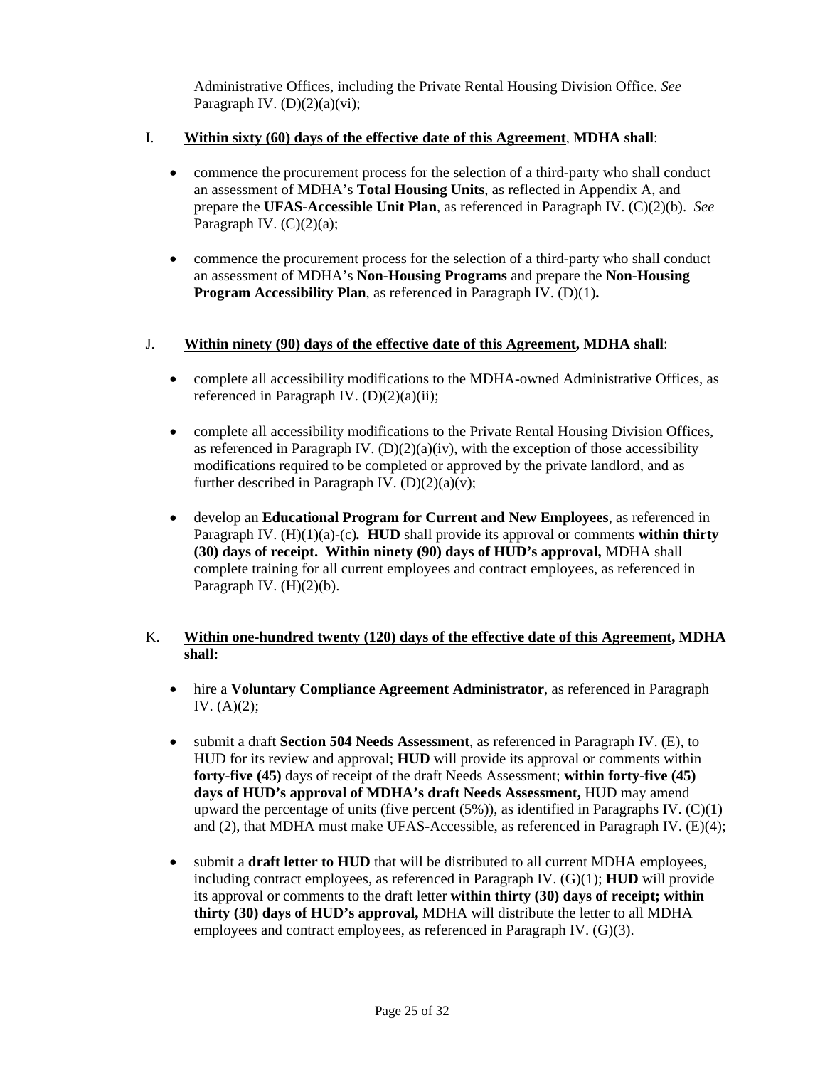Administrative Offices, including the Private Rental Housing Division Office. *See* Paragraph IV. (D)(2)(a)(vi);

I. **<u>Within sixty (60) days of the effective date of this Agreement</u>**, **MDHA shall**:

- commence the procurement process for the selection of a third-party who shall conduct an assessment of MDHA's **Total Housing Units**, as reflected in Appendix A, and prepare the **UFAS-Accessible Unit Plan**, as referenced in Paragraph IV. (C)(2)(b). *See* Paragraph IV. (C)(2)(a);

- commence the procurement process for the selection of a third-party who shall conduct an assessment of MDHA's **Non-Housing Programs** and prepare the **Non-Housing Program Accessibility Plan**, as referenced in Paragraph IV. (D)(1)**.**

J. **<u>Within ninety (90) days of the effective date of this Agreement</u>, MDHA shall**:

- complete all accessibility modifications to the MDHA-owned Administrative Offices, as referenced in Paragraph IV. (D)(2)(a)(ii);

- complete all accessibility modifications to the Private Rental Housing Division Offices, as referenced in Paragraph IV. (D)(2)(a)(iv), with the exception of those accessibility modifications required to be completed or approved by the private landlord, and as further described in Paragraph IV. (D)(2)(a)(v);

- develop an **Educational Program for Current and New Employees**, as referenced in Paragraph IV. (H)(1)(a)-(c)**. HUD** shall provide its approval or comments **within thirty (30) days of receipt. Within ninety (90) days of HUD's approval,** MDHA shall complete training for all current employees and contract employees, as referenced in Paragraph IV. (H)(2)(b).

K. **<u>Within one-hundred twenty (120) days of the effective date of this Agreement</u>, MDHA shall:**

- hire a **Voluntary Compliance Agreement Administrator**, as referenced in Paragraph IV. (A)(2);

- submit a draft **Section 504 Needs Assessment**, as referenced in Paragraph IV. (E), to HUD for its review and approval; **HUD** will provide its approval or comments within **forty-five (45)** days of receipt of the draft Needs Assessment; **within forty-five (45) days of HUD's approval of MDHA's draft Needs Assessment,** HUD may amend upward the percentage of units (five percent (5%)), as identified in Paragraphs IV. (C)(1) and (2), that MDHA must make UFAS-Accessible, as referenced in Paragraph IV. (E)(4);

- submit a **draft letter to HUD** that will be distributed to all current MDHA employees, including contract employees, as referenced in Paragraph IV. (G)(1); **HUD** will provide its approval or comments to the draft letter **within thirty (30) days of receipt; within thirty (30) days of HUD's approval,** MDHA will distribute the letter to all MDHA employees and contract employees, as referenced in Paragraph IV. (G)(3).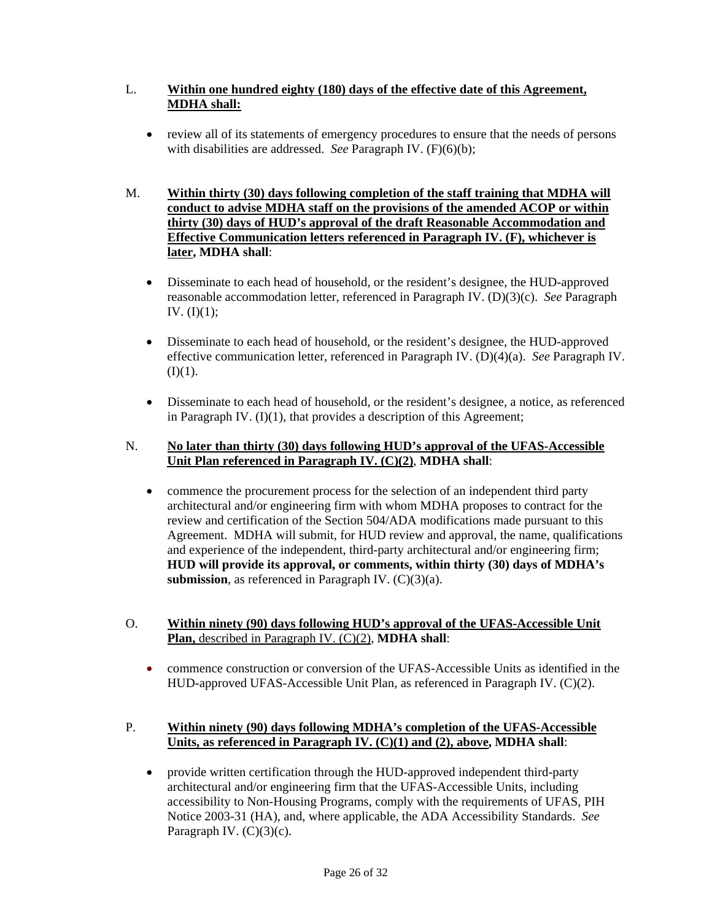L. **<u>Within one hundred eighty (180) days of the effective date of this Agreement, MDHA shall:</u>**

- review all of its statements of emergency procedures to ensure that the needs of persons with disabilities are addressed. *See* Paragraph IV. (F)(6)(b);

M. **<u>Within thirty (30) days following completion of the staff training that MDHA will conduct to advise MDHA staff on the provisions of the amended ACOP or within thirty (30) days of HUD's approval of the draft Reasonable Accommodation and Effective Communication letters referenced in Paragraph IV. (F), whichever is later</u>, MDHA shall**:

- Disseminate to each head of household, or the resident's designee, the HUD-approved reasonable accommodation letter, referenced in Paragraph IV. (D)(3)(c). *See* Paragraph IV. (I)(1);
- Disseminate to each head of household, or the resident's designee, the HUD-approved effective communication letter, referenced in Paragraph IV. (D)(4)(a). *See* Paragraph IV. (I)(1).
- Disseminate to each head of household, or the resident's designee, a notice, as referenced in Paragraph IV. (I)(1), that provides a description of this Agreement;

N. **<u>No later than thirty (30) days following HUD's approval of the UFAS-Accessible Unit Plan referenced in Paragraph IV. (C)(2)</u>**, **MDHA shall**:

- commence the procurement process for the selection of an independent third party architectural and/or engineering firm with whom MDHA proposes to contract for the review and certification of the Section 504/ADA modifications made pursuant to this Agreement. MDHA will submit, for HUD review and approval, the name, qualifications and experience of the independent, third-party architectural and/or engineering firm; **HUD will provide its approval, or comments, within thirty (30) days of MDHA's submission**, as referenced in Paragraph IV. (C)(3)(a).

O. **<u>Within ninety (90) days following HUD's approval of the UFAS-Accessible Unit Plan,</u>** <u>described in Paragraph IV. (C)(2)</u>, **MDHA shall**:

- commence construction or conversion of the UFAS-Accessible Units as identified in the HUD-approved UFAS-Accessible Unit Plan, as referenced in Paragraph IV. (C)(2).

P. **<u>Within ninety (90) days following MDHA's completion of the UFAS-Accessible Units, as referenced in Paragraph IV. (C)(1) and (2), above</u>, MDHA shall**:

- provide written certification through the HUD-approved independent third-party architectural and/or engineering firm that the UFAS-Accessible Units, including accessibility to Non-Housing Programs, comply with the requirements of UFAS, PIH Notice 2003-31 (HA), and, where applicable, the ADA Accessibility Standards. *See* Paragraph IV. (C)(3)(c).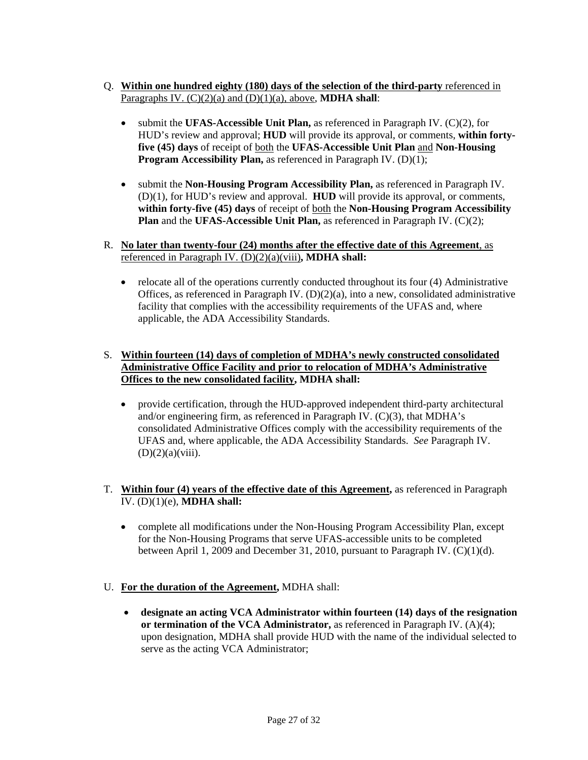Q. **Within one hundred eighty (180) days of the selection of the third-party** referenced in Paragraphs IV. (C)(2)(a) and (D)(1)(a), above, **MDHA shall**:

- submit the **UFAS-Accessible Unit Plan,** as referenced in Paragraph IV. (C)(2), for HUD's review and approval; **HUD** will provide its approval, or comments, **within forty-five (45) days** of receipt of both the **UFAS-Accessible Unit Plan** and **Non-Housing Program Accessibility Plan,** as referenced in Paragraph IV. (D)(1);
- submit the **Non-Housing Program Accessibility Plan,** as referenced in Paragraph IV. (D)(1), for HUD's review and approval. **HUD** will provide its approval, or comments, **within forty-five (45) days** of receipt of both the **Non-Housing Program Accessibility Plan** and the **UFAS-Accessible Unit Plan,** as referenced in Paragraph IV. (C)(2);

R. **No later than twenty-four (24) months after the effective date of this Agreement**, as referenced in Paragraph IV. (D)(2)(a)(viii)**, MDHA shall:**

- relocate all of the operations currently conducted throughout its four (4) Administrative Offices, as referenced in Paragraph IV. (D)(2)(a), into a new, consolidated administrative facility that complies with the accessibility requirements of the UFAS and, where applicable, the ADA Accessibility Standards.

S. **Within fourteen (14) days of completion of MDHA's newly constructed consolidated Administrative Office Facility and prior to relocation of MDHA's Administrative Offices to the new consolidated facility, MDHA shall:**

- provide certification, through the HUD-approved independent third-party architectural and/or engineering firm, as referenced in Paragraph IV. (C)(3), that MDHA's consolidated Administrative Offices comply with the accessibility requirements of the UFAS and, where applicable, the ADA Accessibility Standards. *See* Paragraph IV. (D)(2)(a)(viii).

T. **Within four (4) years of the effective date of this Agreement,** as referenced in Paragraph IV. (D)(1)(e), **MDHA shall:**

- complete all modifications under the Non-Housing Program Accessibility Plan, except for the Non-Housing Programs that serve UFAS-accessible units to be completed between April 1, 2009 and December 31, 2010, pursuant to Paragraph IV. (C)(1)(d).

U. **For the duration of the Agreement,** MDHA shall:

- **designate an acting VCA Administrator within fourteen (14) days of the resignation or termination of the VCA Administrator,** as referenced in Paragraph IV. (A)(4); upon designation, MDHA shall provide HUD with the name of the individual selected to serve as the acting VCA Administrator;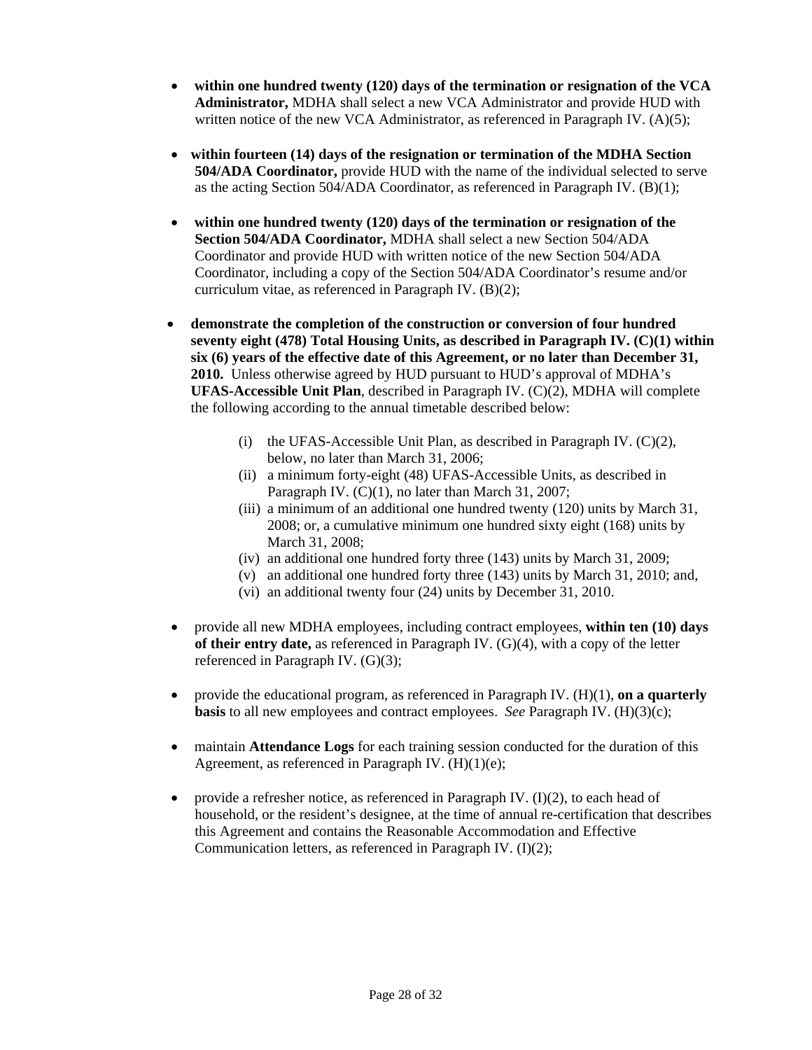- **within one hundred twenty (120) days of the termination or resignation of the VCA Administrator,** MDHA shall select a new VCA Administrator and provide HUD with written notice of the new VCA Administrator, as referenced in Paragraph IV. (A)(5);

- **within fourteen (14) days of the resignation or termination of the MDHA Section 504/ADA Coordinator,** provide HUD with the name of the individual selected to serve as the acting Section 504/ADA Coordinator, as referenced in Paragraph IV. (B)(1);

- **within one hundred twenty (120) days of the termination or resignation of the Section 504/ADA Coordinator,** MDHA shall select a new Section 504/ADA Coordinator and provide HUD with written notice of the new Section 504/ADA Coordinator, including a copy of the Section 504/ADA Coordinator's resume and/or curriculum vitae, as referenced in Paragraph IV. (B)(2);

- **demonstrate the completion of the construction or conversion of four hundred seventy eight (478) Total Housing Units, as described in Paragraph IV. (C)(1) within six (6) years of the effective date of this Agreement, or no later than December 31, 2010.** Unless otherwise agreed by HUD pursuant to HUD's approval of MDHA's **UFAS-Accessible Unit Plan**, described in Paragraph IV. (C)(2), MDHA will complete the following according to the annual timetable described below:

  (i) the UFAS-Accessible Unit Plan, as described in Paragraph IV. (C)(2), below, no later than March 31, 2006;
  (ii) a minimum forty-eight (48) UFAS-Accessible Units, as described in Paragraph IV. (C)(1), no later than March 31, 2007;
  (iii) a minimum of an additional one hundred twenty (120) units by March 31, 2008; or, a cumulative minimum one hundred sixty eight (168) units by March 31, 2008;
  (iv) an additional one hundred forty three (143) units by March 31, 2009;
  (v) an additional one hundred forty three (143) units by March 31, 2010; and,
  (vi) an additional twenty four (24) units by December 31, 2010.

- provide all new MDHA employees, including contract employees, **within ten (10) days of their entry date,** as referenced in Paragraph IV. (G)(4), with a copy of the letter referenced in Paragraph IV. (G)(3);

- provide the educational program, as referenced in Paragraph IV. (H)(1), **on a quarterly basis** to all new employees and contract employees. *See* Paragraph IV. (H)(3)(c);

- maintain **Attendance Logs** for each training session conducted for the duration of this Agreement, as referenced in Paragraph IV. (H)(1)(e);

- provide a refresher notice, as referenced in Paragraph IV. (I)(2), to each head of household, or the resident's designee, at the time of annual re-certification that describes this Agreement and contains the Reasonable Accommodation and Effective Communication letters, as referenced in Paragraph IV. (I)(2);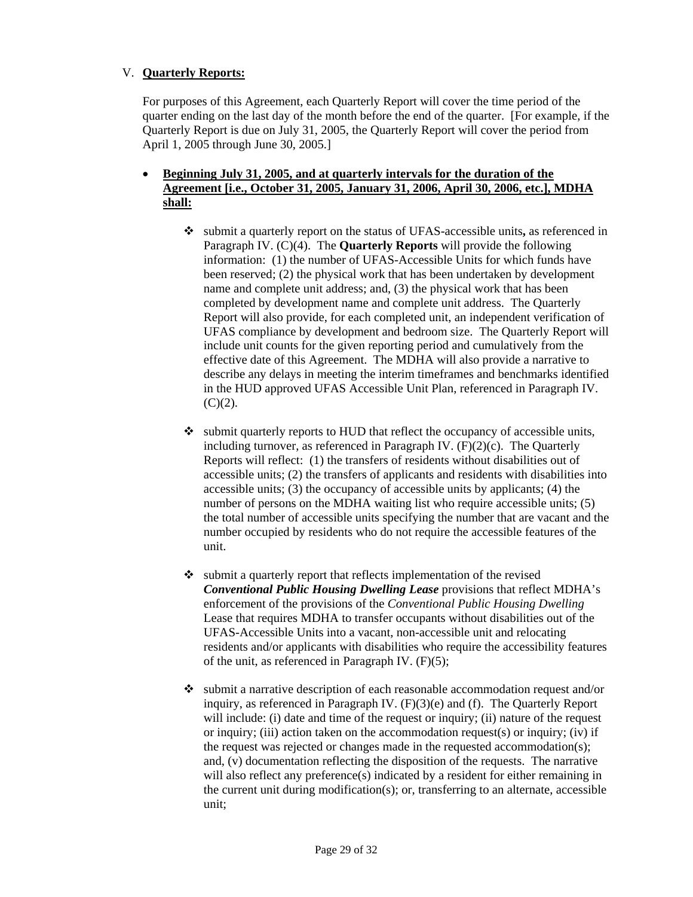## V. **Quarterly Reports:**

For purposes of this Agreement, each Quarterly Report will cover the time period of the quarter ending on the last day of the month before the end of the quarter. [For example, if the Quarterly Report is due on July 31, 2005, the Quarterly Report will cover the period from April 1, 2005 through June 30, 2005.]

- **Beginning July 31, 2005, and at quarterly intervals for the duration of the Agreement [i.e., October 31, 2005, January 31, 2006, April 30, 2006, etc.], MDHA shall:**

  - submit a quarterly report on the status of UFAS-accessible units**,** as referenced in Paragraph IV. (C)(4). The **Quarterly Reports** will provide the following information: (1) the number of UFAS-Accessible Units for which funds have been reserved; (2) the physical work that has been undertaken by development name and complete unit address; and, (3) the physical work that has been completed by development name and complete unit address. The Quarterly Report will also provide, for each completed unit, an independent verification of UFAS compliance by development and bedroom size. The Quarterly Report will include unit counts for the given reporting period and cumulatively from the effective date of this Agreement. The MDHA will also provide a narrative to describe any delays in meeting the interim timeframes and benchmarks identified in the HUD approved UFAS Accessible Unit Plan, referenced in Paragraph IV. (C)(2).

  - submit quarterly reports to HUD that reflect the occupancy of accessible units, including turnover, as referenced in Paragraph IV. (F)(2)(c). The Quarterly Reports will reflect: (1) the transfers of residents without disabilities out of accessible units; (2) the transfers of applicants and residents with disabilities into accessible units; (3) the occupancy of accessible units by applicants; (4) the number of persons on the MDHA waiting list who require accessible units; (5) the total number of accessible units specifying the number that are vacant and the number occupied by residents who do not require the accessible features of the unit.

  - submit a quarterly report that reflects implementation of the revised ***Conventional Public Housing Dwelling Lease*** provisions that reflect MDHA's enforcement of the provisions of the *Conventional Public Housing Dwelling* Lease that requires MDHA to transfer occupants without disabilities out of the UFAS-Accessible Units into a vacant, non-accessible unit and relocating residents and/or applicants with disabilities who require the accessibility features of the unit, as referenced in Paragraph IV. (F)(5);

  - submit a narrative description of each reasonable accommodation request and/or inquiry, as referenced in Paragraph IV. (F)(3)(e) and (f). The Quarterly Report will include: (i) date and time of the request or inquiry; (ii) nature of the request or inquiry; (iii) action taken on the accommodation request(s) or inquiry; (iv) if the request was rejected or changes made in the requested accommodation(s); and, (v) documentation reflecting the disposition of the requests. The narrative will also reflect any preference(s) indicated by a resident for either remaining in the current unit during modification(s); or, transferring to an alternate, accessible unit;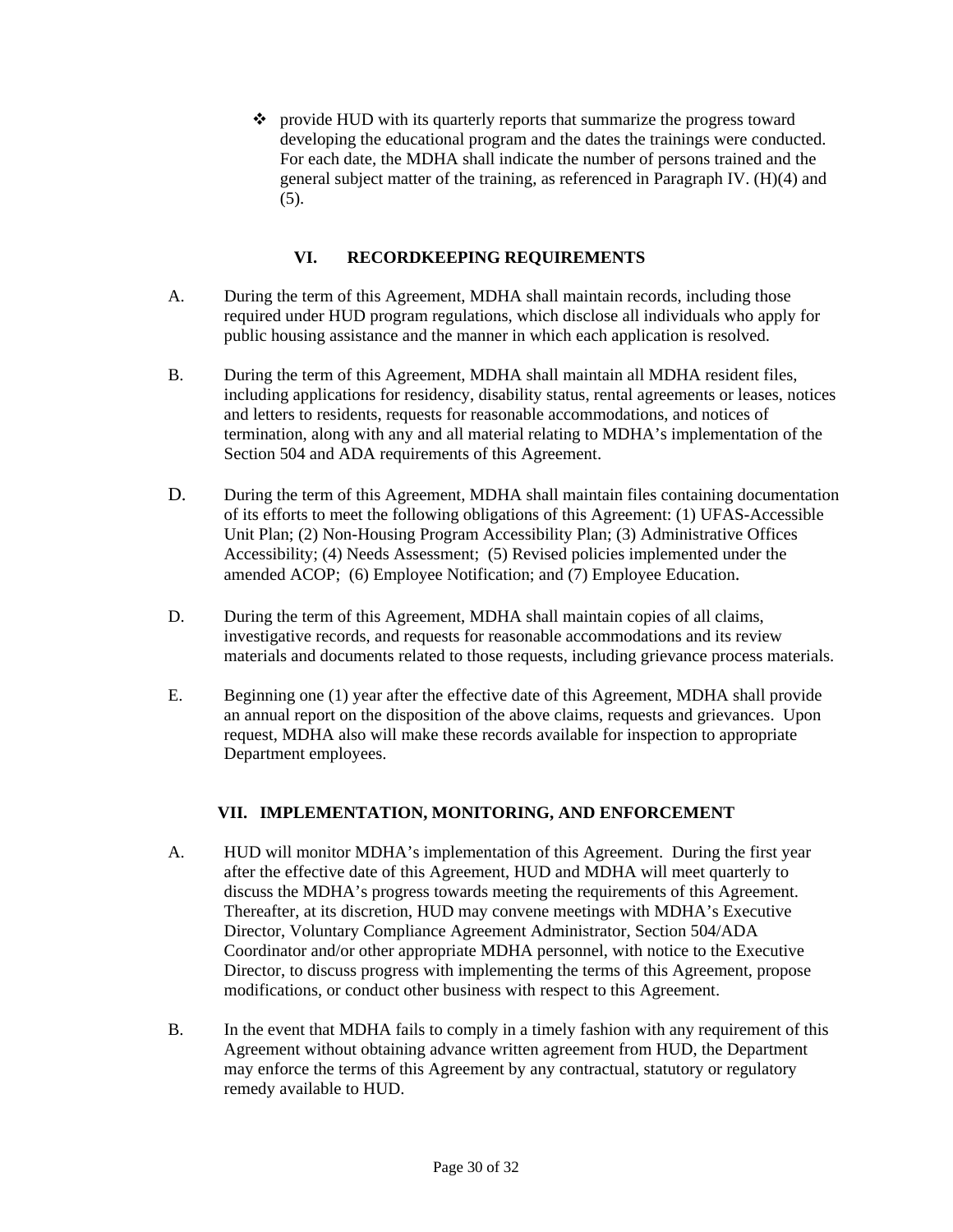- provide HUD with its quarterly reports that summarize the progress toward developing the educational program and the dates the trainings were conducted. For each date, the MDHA shall indicate the number of persons trained and the general subject matter of the training, as referenced in Paragraph IV. (H)(4) and (5).

## VI. RECORDKEEPING REQUIREMENTS

A. During the term of this Agreement, MDHA shall maintain records, including those required under HUD program regulations, which disclose all individuals who apply for public housing assistance and the manner in which each application is resolved.

B. During the term of this Agreement, MDHA shall maintain all MDHA resident files, including applications for residency, disability status, rental agreements or leases, notices and letters to residents, requests for reasonable accommodations, and notices of termination, along with any and all material relating to MDHA's implementation of the Section 504 and ADA requirements of this Agreement.

D. During the term of this Agreement, MDHA shall maintain files containing documentation of its efforts to meet the following obligations of this Agreement: (1) UFAS-Accessible Unit Plan; (2) Non-Housing Program Accessibility Plan; (3) Administrative Offices Accessibility; (4) Needs Assessment; (5) Revised policies implemented under the amended ACOP; (6) Employee Notification; and (7) Employee Education.

D. During the term of this Agreement, MDHA shall maintain copies of all claims, investigative records, and requests for reasonable accommodations and its review materials and documents related to those requests, including grievance process materials.

E. Beginning one (1) year after the effective date of this Agreement, MDHA shall provide an annual report on the disposition of the above claims, requests and grievances. Upon request, MDHA also will make these records available for inspection to appropriate Department employees.

## VII. IMPLEMENTATION, MONITORING, AND ENFORCEMENT

A. HUD will monitor MDHA's implementation of this Agreement. During the first year after the effective date of this Agreement, HUD and MDHA will meet quarterly to discuss the MDHA's progress towards meeting the requirements of this Agreement. Thereafter, at its discretion, HUD may convene meetings with MDHA's Executive Director, Voluntary Compliance Agreement Administrator, Section 504/ADA Coordinator and/or other appropriate MDHA personnel, with notice to the Executive Director, to discuss progress with implementing the terms of this Agreement, propose modifications, or conduct other business with respect to this Agreement.

B. In the event that MDHA fails to comply in a timely fashion with any requirement of this Agreement without obtaining advance written agreement from HUD, the Department may enforce the terms of this Agreement by any contractual, statutory or regulatory remedy available to HUD.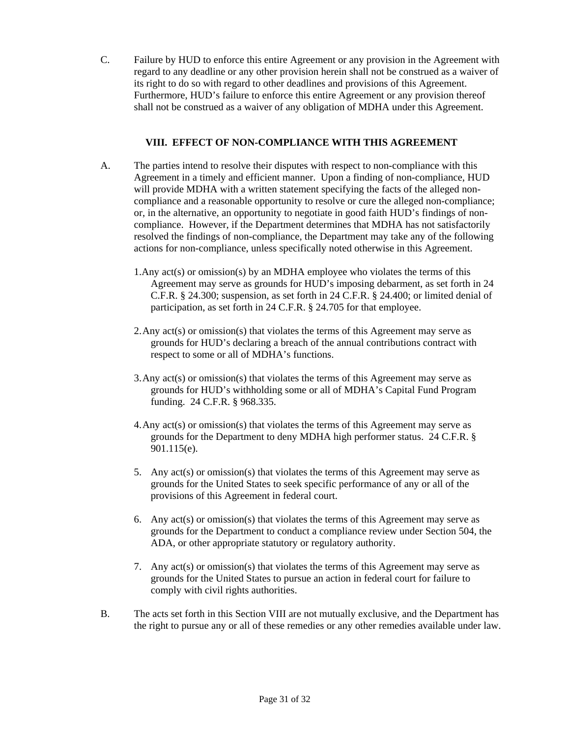C. Failure by HUD to enforce this entire Agreement or any provision in the Agreement with regard to any deadline or any other provision herein shall not be construed as a waiver of its right to do so with regard to other deadlines and provisions of this Agreement. Furthermore, HUD's failure to enforce this entire Agreement or any provision thereof shall not be construed as a waiver of any obligation of MDHA under this Agreement.

## VIII. EFFECT OF NON-COMPLIANCE WITH THIS AGREEMENT

A. The parties intend to resolve their disputes with respect to non-compliance with this Agreement in a timely and efficient manner. Upon a finding of non-compliance, HUD will provide MDHA with a written statement specifying the facts of the alleged non-compliance and a reasonable opportunity to resolve or cure the alleged non-compliance; or, in the alternative, an opportunity to negotiate in good faith HUD's findings of non-compliance. However, if the Department determines that MDHA has not satisfactorily resolved the findings of non-compliance, the Department may take any of the following actions for non-compliance, unless specifically noted otherwise in this Agreement.

1. Any act(s) or omission(s) by an MDHA employee who violates the terms of this Agreement may serve as grounds for HUD's imposing debarment, as set forth in 24 C.F.R. § 24.300; suspension, as set forth in 24 C.F.R. § 24.400; or limited denial of participation, as set forth in 24 C.F.R. § 24.705 for that employee.

2. Any act(s) or omission(s) that violates the terms of this Agreement may serve as grounds for HUD's declaring a breach of the annual contributions contract with respect to some or all of MDHA's functions.

3. Any act(s) or omission(s) that violates the terms of this Agreement may serve as grounds for HUD's withholding some or all of MDHA's Capital Fund Program funding. 24 C.F.R. § 968.335.

4. Any act(s) or omission(s) that violates the terms of this Agreement may serve as grounds for the Department to deny MDHA high performer status. 24 C.F.R. § 901.115(e).

5. Any act(s) or omission(s) that violates the terms of this Agreement may serve as grounds for the United States to seek specific performance of any or all of the provisions of this Agreement in federal court.

6. Any act(s) or omission(s) that violates the terms of this Agreement may serve as grounds for the Department to conduct a compliance review under Section 504, the ADA, or other appropriate statutory or regulatory authority.

7. Any act(s) or omission(s) that violates the terms of this Agreement may serve as grounds for the United States to pursue an action in federal court for failure to comply with civil rights authorities.

B. The acts set forth in this Section VIII are not mutually exclusive, and the Department has the right to pursue any or all of these remedies or any other remedies available under law.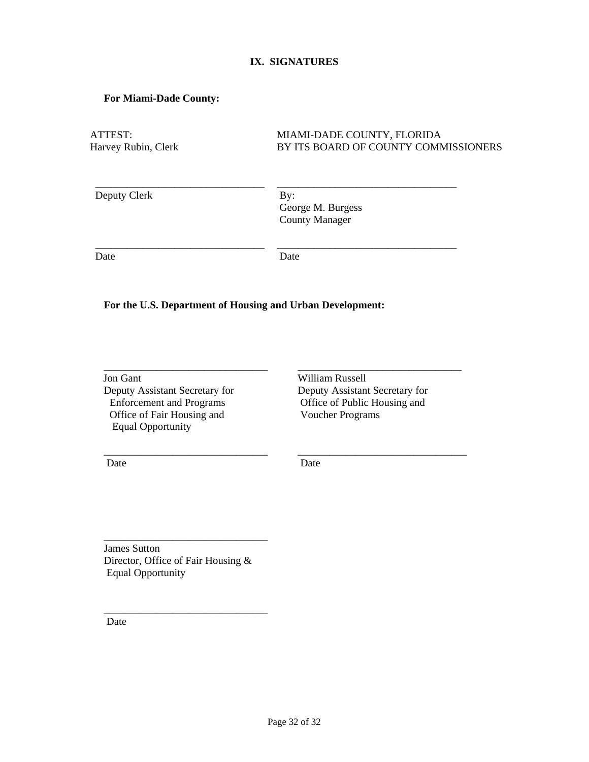## IX. SIGNATURES

**For Miami-Dade County:**

ATTEST:
Harvey Rubin, Clerk

MIAMI-DADE COUNTY, FLORIDA
BY ITS BOARD OF COUNTY COMMISSIONERS

\_\_\_\_\_\_\_\_\_\_\_\_\_\_\_\_\_\_\_\_\_\_\_\_\_\_\_\_\_\_\_\_
Deputy Clerk

\_\_\_\_\_\_\_\_\_\_\_\_\_\_\_\_\_\_\_\_\_\_\_\_\_\_\_\_\_\_\_\_
Date

\_\_\_\_\_\_\_\_\_\_\_\_\_\_\_\_\_\_\_\_\_\_\_\_\_\_\_\_\_\_\_\_
By:
George M. Burgess
County Manager

\_\_\_\_\_\_\_\_\_\_\_\_\_\_\_\_\_\_\_\_\_\_\_\_\_\_\_\_\_\_\_\_
Date

**For the U.S. Department of Housing and Urban Development:**

\_\_\_\_\_\_\_\_\_\_\_\_\_\_\_\_\_\_\_\_\_\_\_\_\_\_\_\_\_\_\_\_
Jon Gant
Deputy Assistant Secretary for
Enforcement and Programs
Office of Fair Housing and
Equal Opportunity

\_\_\_\_\_\_\_\_\_\_\_\_\_\_\_\_\_\_\_\_\_\_\_\_\_\_\_\_\_\_\_\_
Date

\_\_\_\_\_\_\_\_\_\_\_\_\_\_\_\_\_\_\_\_\_\_\_\_\_\_\_\_\_\_\_\_
William Russell
Deputy Assistant Secretary for
Office of Public Housing and
Voucher Programs

\_\_\_\_\_\_\_\_\_\_\_\_\_\_\_\_\_\_\_\_\_\_\_\_\_\_\_\_\_\_\_\_
Date

\_\_\_\_\_\_\_\_\_\_\_\_\_\_\_\_\_\_\_\_\_\_\_\_\_\_\_\_\_\_\_\_
James Sutton
Director, Office of Fair Housing &
Equal Opportunity

\_\_\_\_\_\_\_\_\_\_\_\_\_\_\_\_\_\_\_\_\_\_\_\_\_\_\_\_\_\_\_\_
Date